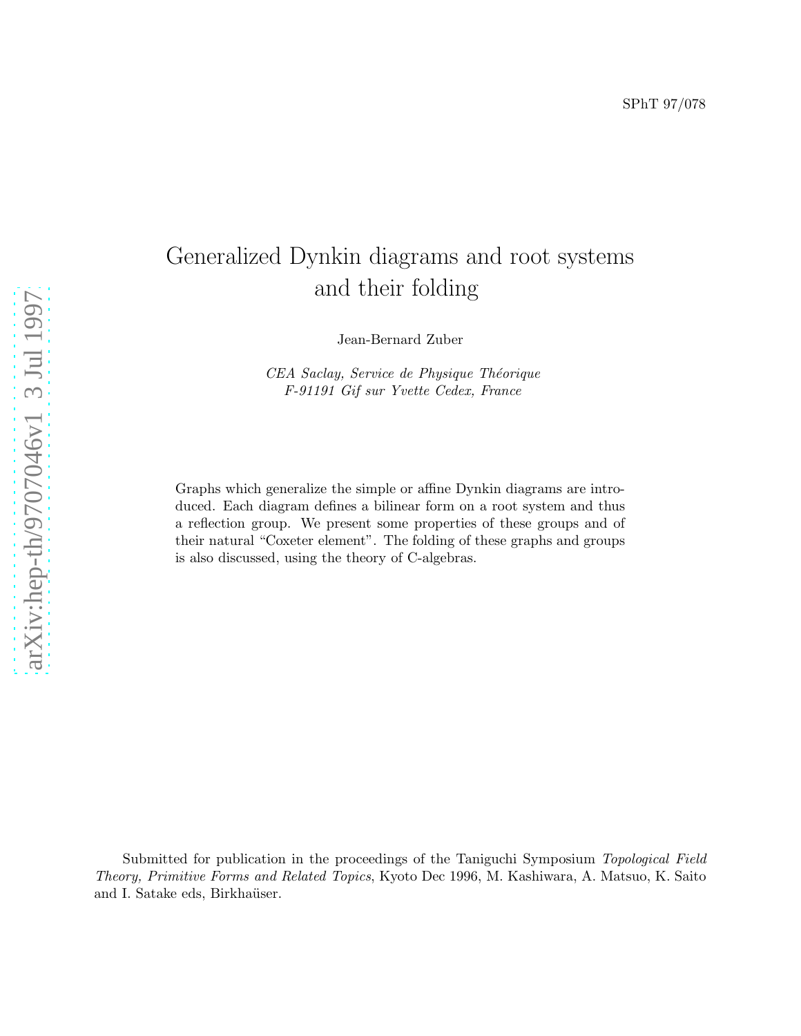SPhT 97/078

# Generalized Dynkin diagrams and root systems and their folding

Jean-Bernard Zuber

*CEA Saclay, Service de Physique Théorique*
*F-91191 Gif sur Yvette Cedex, France*

Graphs which generalize the simple or affine Dynkin diagrams are introduced. Each diagram defines a bilinear form on a root system and thus a reflection group. We present some properties of these groups and of their natural "Coxeter element". The folding of these graphs and groups is also discussed, using the theory of C-algebras.

Submitted for publication in the proceedings of the Taniguchi Symposium *Topological Field Theory, Primitive Forms and Related Topics*, Kyoto Dec 1996, M. Kashiwara, A. Matsuo, K. Saito and I. Satake eds, Birkhaüser.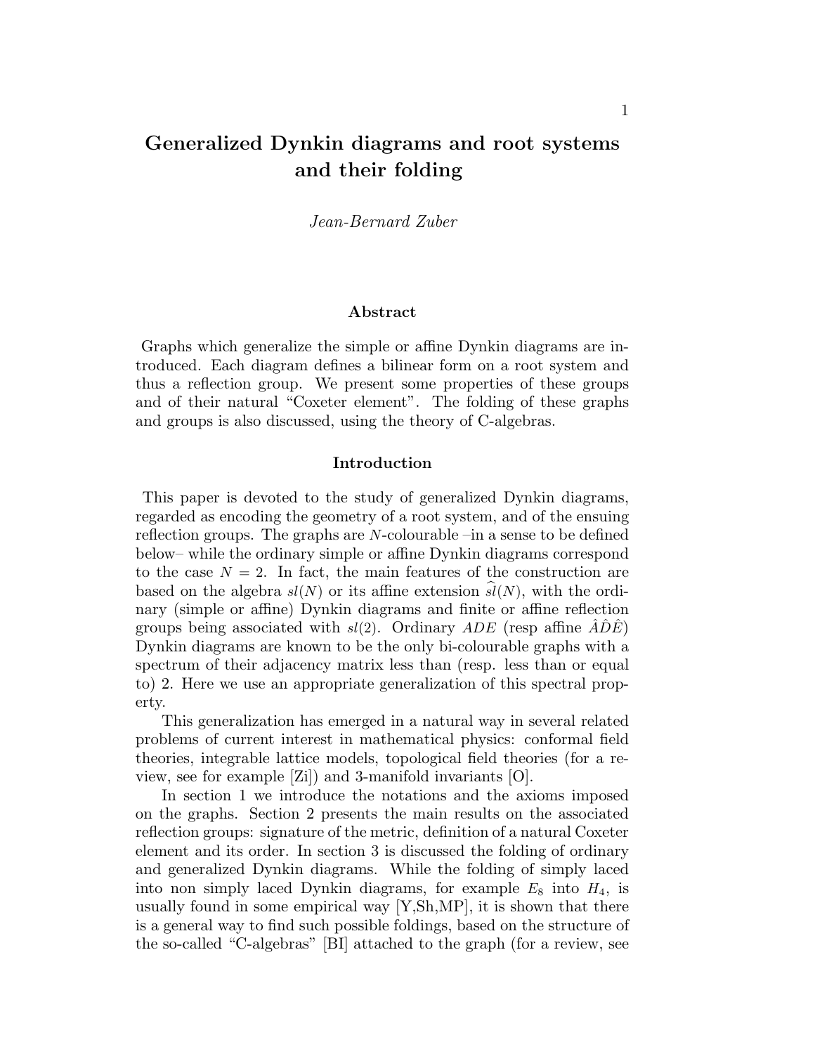# Generalized Dynkin diagrams and root systems and their folding

*Jean-Bernard Zuber*

### Abstract

Graphs which generalize the simple or affine Dynkin diagrams are introduced. Each diagram defines a bilinear form on a root system and thus a reflection group. We present some properties of these groups and of their natural "Coxeter element". The folding of these graphs and groups is also discussed, using the theory of C-algebras.

### Introduction

This paper is devoted to the study of generalized Dynkin diagrams, regarded as encoding the geometry of a root system, and of the ensuing reflection groups. The graphs are $N$-colourable –in a sense to be defined below– while the ordinary simple or affine Dynkin diagrams correspond to the case $N = 2$. In fact, the main features of the construction are based on the algebra $sl(N)$ or its affine extension $\widehat{sl}(N)$, with the ordinary (simple or affine) Dynkin diagrams and finite or affine reflection groups being associated with $sl(2)$. Ordinary $ADE$ (resp affine $\hat{A}\hat{D}\hat{E}$) Dynkin diagrams are known to be the only bi-colourable graphs with a spectrum of their adjacency matrix less than (resp. less than or equal to) 2. Here we use an appropriate generalization of this spectral property.

This generalization has emerged in a natural way in several related problems of current interest in mathematical physics: conformal field theories, integrable lattice models, topological field theories (for a review, see for example [Zi]) and 3-manifold invariants [O].

In section 1 we introduce the notations and the axioms imposed on the graphs. Section 2 presents the main results on the associated reflection groups: signature of the metric, definition of a natural Coxeter element and its order. In section 3 is discussed the folding of ordinary and generalized Dynkin diagrams. While the folding of simply laced into non simply laced Dynkin diagrams, for example $E_8$ into $H_4$, is usually found in some empirical way [Y,Sh,MP], it is shown that there is a general way to find such possible foldings, based on the structure of the so-called "C-algebras" [BI] attached to the graph (for a review, see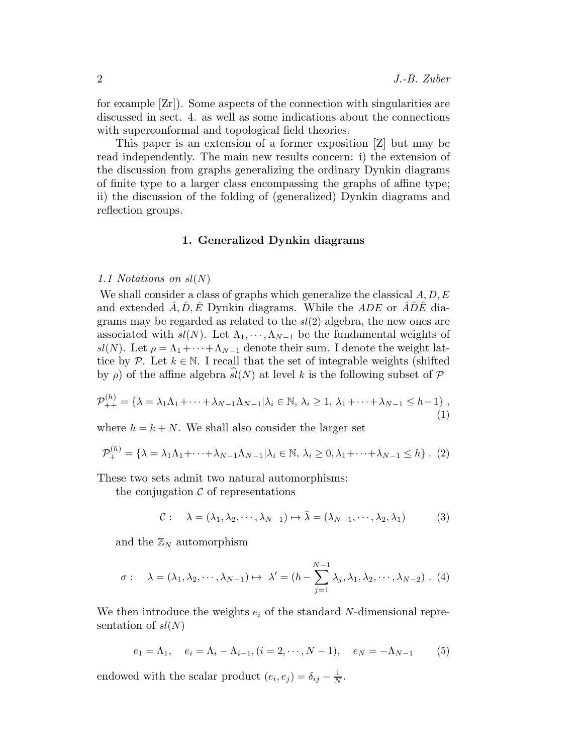for example [Zr]). Some aspects of the connection with singularities are discussed in sect. 4. as well as some indications about the connections with superconformal and topological field theories.

This paper is an extension of a former exposition [Z] but may be read independently. The main new results concern: i) the extension of the discussion from graphs generalizing the ordinary Dynkin diagrams of finite type to a larger class encompassing the graphs of affine type; ii) the discussion of the folding of (generalized) Dynkin diagrams and reflection groups.

## 1. Generalized Dynkin diagrams

*1.1 Notations on $sl(N)$*

We shall consider a class of graphs which generalize the classical $A, D, E$ and extended $\hat{A}, \hat{D}, \hat{E}$ Dynkin diagrams. While the $ADE$ or $\hat{A}\hat{D}\hat{E}$ diagrams may be regarded as related to the $sl(2)$ algebra, the new ones are associated with $sl(N)$. Let $\Lambda_1, \cdots, \Lambda_{N-1}$ be the fundamental weights of $sl(N)$. Let $\rho = \Lambda_1 + \cdots + \Lambda_{N-1}$ denote their sum. I denote the weight lattice by $\mathcal{P}$. Let $k \in \mathbb{N}$. I recall that the set of integrable weights (shifted by $\rho$) of the affine algebra $\widehat{sl}(N)$ at level $k$ is the following subset of $\mathcal{P}$

$$\mathcal{P}_{++}^{(h)} = \{\lambda = \lambda_1\Lambda_1 + \cdots + \lambda_{N-1}\Lambda_{N-1} | \lambda_i \in \mathbb{N},\ \lambda_i \geq 1,\ \lambda_1 + \cdots + \lambda_{N-1} \leq h-1\}\ , \tag{1}$$

where $h = k + N$. We shall also consider the larger set

$$\mathcal{P}_{+}^{(h)} = \{\lambda = \lambda_1\Lambda_1 + \cdots + \lambda_{N-1}\Lambda_{N-1} | \lambda_i \in \mathbb{N},\ \lambda_i \geq 0, \lambda_1 + \cdots + \lambda_{N-1} \leq h\}\ . \tag{2}$$

These two sets admit two natural automorphisms:

the conjugation $\mathcal{C}$ of representations

$$\mathcal{C}: \quad \lambda = (\lambda_1, \lambda_2, \cdots, \lambda_{N-1}) \mapsto \bar{\lambda} = (\lambda_{N-1}, \cdots, \lambda_2, \lambda_1) \tag{3}$$

and the $\mathbb{Z}_N$ automorphism

$$\sigma: \quad \lambda = (\lambda_1, \lambda_2, \cdots, \lambda_{N-1}) \mapsto \ \lambda' = (h - \sum_{j=1}^{N-1} \lambda_j, \lambda_1, \lambda_2, \cdots, \lambda_{N-2})\ . \tag{4}$$

We then introduce the weights $e_i$ of the standard $N$-dimensional representation of $sl(N)$

$$e_1 = \Lambda_1, \quad e_i = \Lambda_i - \Lambda_{i-1}, (i = 2, \cdots, N-1), \quad e_N = -\Lambda_{N-1} \tag{5}$$

endowed with the scalar product $(e_i, e_j) = \delta_{ij} - \frac{1}{N}$.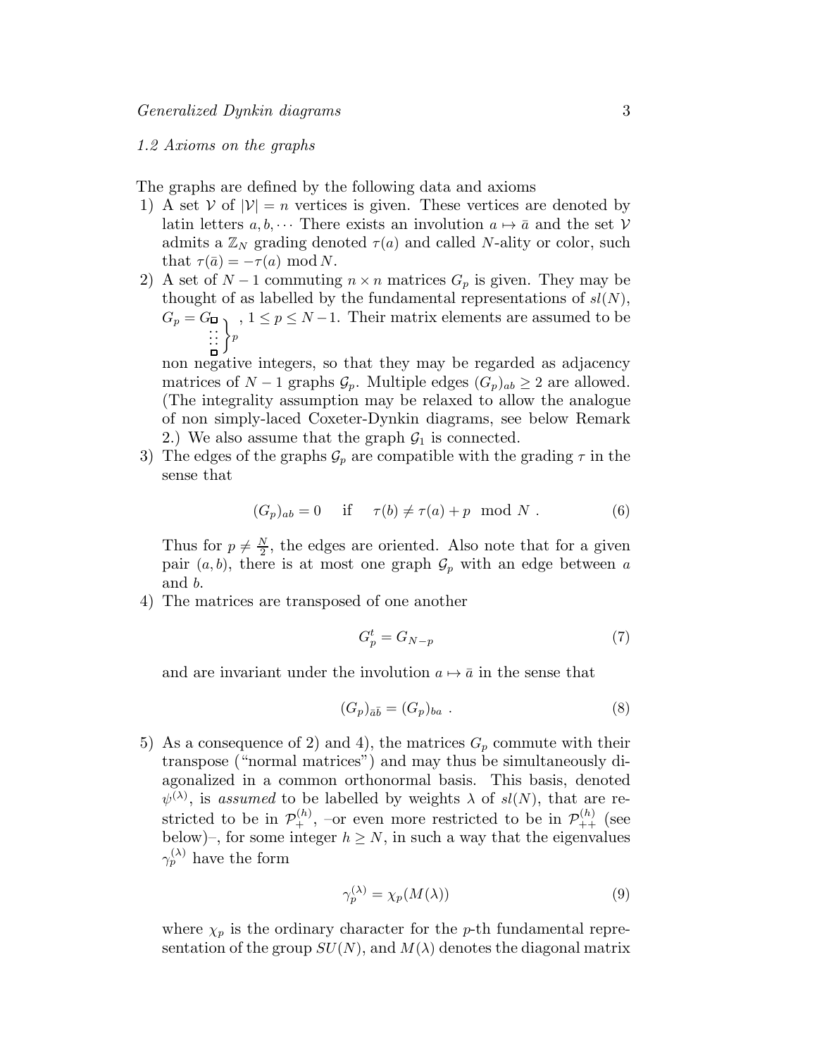*1.2 Axioms on the graphs*

The graphs are defined by the following data and axioms

1) A set $\mathcal{V}$ of $|\mathcal{V}| = n$ vertices is given. These vertices are denoted by latin letters $a, b, \cdots$ There exists an involution $a \mapsto \bar{a}$ and the set $\mathcal{V}$ admits a $\mathbb{Z}_N$ grading denoted $\tau(a)$ and called $N$-ality or color, such that $\tau(\bar{a}) = -\tau(a) \bmod N$.

2) A set of $N-1$ commuting $n \times n$ matrices $G_p$ is given. They may be thought of as labelled by the fundamental representations of $sl(N)$, $G_p = G_{\left.\begin{smallmatrix}\square\\ \vdots\\ \square\end{smallmatrix}\right\}p}$, $1 \le p \le N-1$. Their matrix elements are assumed to be non negative integers, so that they may be regarded as adjacency matrices of $N-1$ graphs $\mathcal{G}_p$. Multiple edges $(G_p)_{ab} \ge 2$ are allowed. (The integrality assumption may be relaxed to allow the analogue of non simply-laced Coxeter-Dynkin diagrams, see below Remark 2.) We also assume that the graph $\mathcal{G}_1$ is connected.

3) The edges of the graphs $\mathcal{G}_p$ are compatible with the grading $\tau$ in the sense that

$$(G_p)_{ab} = 0 \quad \text{if} \quad \tau(b) \neq \tau(a) + p \mod N \; . \tag{6}$$

Thus for $p \neq \frac{N}{2}$, the edges are oriented. Also note that for a given pair $(a, b)$, there is at most one graph $\mathcal{G}_p$ with an edge between $a$ and $b$.

4) The matrices are transposed of one another

$$G_p^t = G_{N-p} \tag{7}$$

and are invariant under the involution $a \mapsto \bar{a}$ in the sense that

$$(G_p)_{\bar{a}\bar{b}} = (G_p)_{ba} \; . \tag{8}$$

5) As a consequence of 2) and 4), the matrices $G_p$ commute with their transpose ("normal matrices") and may thus be simultaneously diagonalized in a common orthonormal basis. This basis, denoted $\psi^{(\lambda)}$, is *assumed* to be labelled by weights $\lambda$ of $sl(N)$, that are restricted to be in $\mathcal{P}_+^{(h)}$, –or even more restricted to be in $\mathcal{P}_{++}^{(h)}$ (see below)–, for some integer $h \ge N$, in such a way that the eigenvalues $\gamma_p^{(\lambda)}$ have the form

$$\gamma_p^{(\lambda)} = \chi_p(M(\lambda)) \tag{9}$$

where $\chi_p$ is the ordinary character for the $p$-th fundamental representation of the group $SU(N)$, and $M(\lambda)$ denotes the diagonal matrix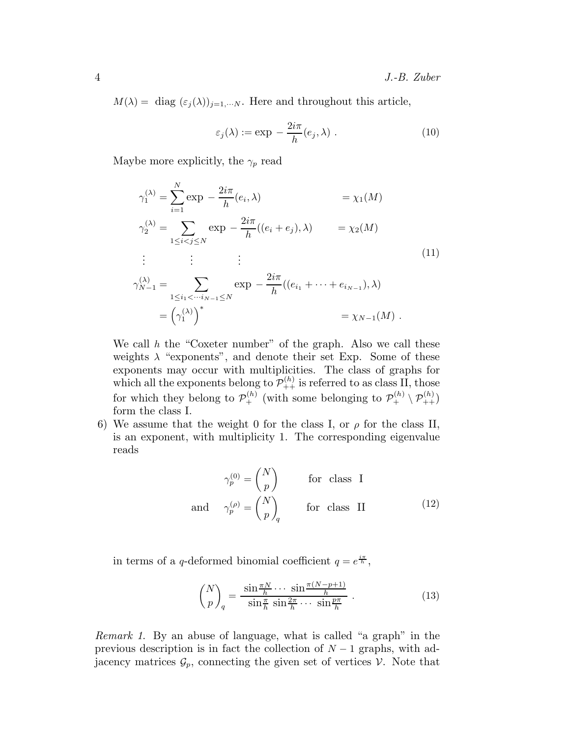$M(\lambda) = \text{ diag } (\varepsilon_j(\lambda))_{j=1,\cdots N}$. Here and throughout this article,

$$\varepsilon_j(\lambda) := \exp\, - \frac{2i\pi}{h}(e_j, \lambda)\ . \tag{10}$$

Maybe more explicitly, the $\gamma_p$ read

$$\begin{aligned}
\gamma_1^{(\lambda)} &= \sum_{i=1}^{N} \exp\, - \frac{2i\pi}{h}(e_i, \lambda) && = \chi_1(M) \\
\gamma_2^{(\lambda)} &= \sum_{1\le i<j\le N} \exp\, - \frac{2i\pi}{h}((e_i+e_j), \lambda) && = \chi_2(M) \\
&\vdots \qquad\qquad \vdots \qquad\qquad \vdots \\
\gamma_{N-1}^{(\lambda)} &= \sum_{1\le i_1<\cdots i_{N-1}\le N} \exp\, - \frac{2i\pi}{h}((e_{i_1}+\cdots+e_{i_{N-1}}), \lambda) \\
&= \left(\gamma_1^{(\lambda)}\right)^* && = \chi_{N-1}(M)\ .
\end{aligned} \tag{11}$$

We call $h$ the "Coxeter number" of the graph. Also we call these weights $\lambda$ "exponents", and denote their set Exp. Some of these exponents may occur with multiplicities. The class of graphs for which all the exponents belong to $\mathcal{P}_{++}^{(h)}$ is referred to as class II, those for which they belong to $\mathcal{P}_{+}^{(h)}$ (with some belonging to $\mathcal{P}_{+}^{(h)} \setminus \mathcal{P}_{++}^{(h)}$) form the class I.

6) We assume that the weight 0 for the class I, or $\rho$ for the class II, is an exponent, with multiplicity 1. The corresponding eigenvalue reads

$$\begin{aligned}
\gamma_p^{(0)} &= \binom{N}{p} \qquad \text{for class I} \\
\text{and} \quad \gamma_p^{(\rho)} &= \binom{N}{p}_q \qquad \text{for class II}
\end{aligned} \tag{12}$$

in terms of a $q$-deformed binomial coefficient $q = e^{\frac{i\pi}{h}}$,

$$\binom{N}{p}_q = \frac{\sin\frac{\pi N}{h} \cdots \sin\frac{\pi(N-p+1)}{h}}{\sin\frac{\pi}{h}\, \sin\frac{2\pi}{h} \cdots \sin\frac{p\pi}{h}}\ . \tag{13}$$

*Remark 1.* By an abuse of language, what is called "a graph" in the previous description is in fact the collection of $N-1$ graphs, with adjacency matrices $\mathcal{G}_p$, connecting the given set of vertices $\mathcal{V}$. Note that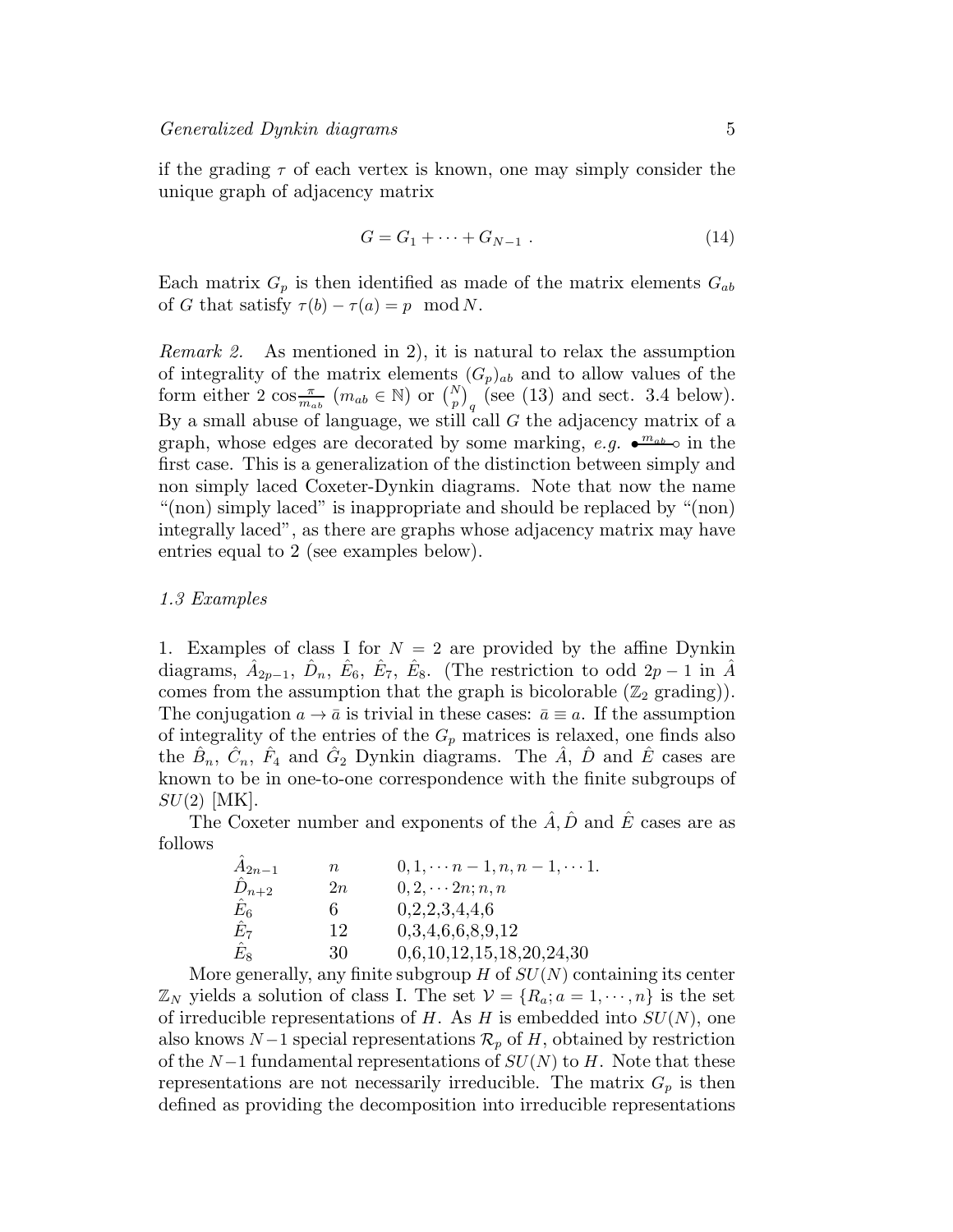if the grading $\tau$ of each vertex is known, one may simply consider the unique graph of adjacency matrix

$$G = G_1 + \cdots + G_{N-1} \ . \tag{14}$$

Each matrix $G_p$ is then identified as made of the matrix elements $G_{ab}$ of $G$ that satisfy $\tau(b) - \tau(a) = p \mod N$.

*Remark 2.* As mentioned in 2), it is natural to relax the assumption of integrality of the matrix elements $(G_p)_{ab}$ and to allow values of the form either $2\cos\frac{\pi}{m_{ab}}$ ($m_{ab} \in \mathbb{N}$) or $\binom{N}{p}_q$ (see (13) and sect. 3.4 below). By a small abuse of language, we still call $G$ the adjacency matrix of a graph, whose edges are decorated by some marking, *e.g.* $\bullet\!\!\overset{m_{ab}}{\text{---}}\!\!\circ$ in the first case. This is a generalization of the distinction between simply and non simply laced Coxeter-Dynkin diagrams. Note that now the name "(non) simply laced" is inappropriate and should be replaced by "(non) integrally laced", as there are graphs whose adjacency matrix may have entries equal to 2 (see examples below).

### 1.3 Examples

1. Examples of class I for $N = 2$ are provided by the affine Dynkin diagrams, $\hat{A}_{2p-1}$, $\hat{D}_n$, $\hat{E}_6$, $\hat{E}_7$, $\hat{E}_8$. (The restriction to odd $2p-1$ in $\hat{A}$ comes from the assumption that the graph is bicolorable ($\mathbb{Z}_2$ grading)). The conjugation $a \to \bar{a}$ is trivial in these cases: $\bar{a} \equiv a$. If the assumption of integrality of the entries of the $G_p$ matrices is relaxed, one finds also the $\hat{B}_n$, $\hat{C}_n$, $\hat{F}_4$ and $\hat{G}_2$ Dynkin diagrams. The $\hat{A}$, $\hat{D}$ and $\hat{E}$ cases are known to be in one-to-one correspondence with the finite subgroups of $SU(2)$ [MK].

The Coxeter number and exponents of the $\hat{A}, \hat{D}$ and $\hat{E}$ cases are as follows

| | | |
|---|---|---|
| $\hat{A}_{2n-1}$ | $n$ | $0, 1, \cdots n-1, n, n-1, \cdots 1.$ |
| $\hat{D}_{n+2}$ | $2n$ | $0, 2, \cdots 2n; n, n$ |
| $\hat{E}_6$ | 6 | 0,2,2,3,4,4,6 |
| $\hat{E}_7$ | 12 | 0,3,4,6,6,8,9,12 |
| $\hat{E}_8$ | 30 | 0,6,10,12,15,18,20,24,30 |

More generally, any finite subgroup $H$ of $SU(N)$ containing its center $\mathbb{Z}_N$ yields a solution of class I. The set $\mathcal{V} = \{R_a; a = 1, \cdots, n\}$ is the set of irreducible representations of $H$. As $H$ is embedded into $SU(N)$, one also knows $N-1$ special representations $\mathcal{R}_p$ of $H$, obtained by restriction of the $N-1$ fundamental representations of $SU(N)$ to $H$. Note that these representations are not necessarily irreducible. The matrix $G_p$ is then defined as providing the decomposition into irreducible representations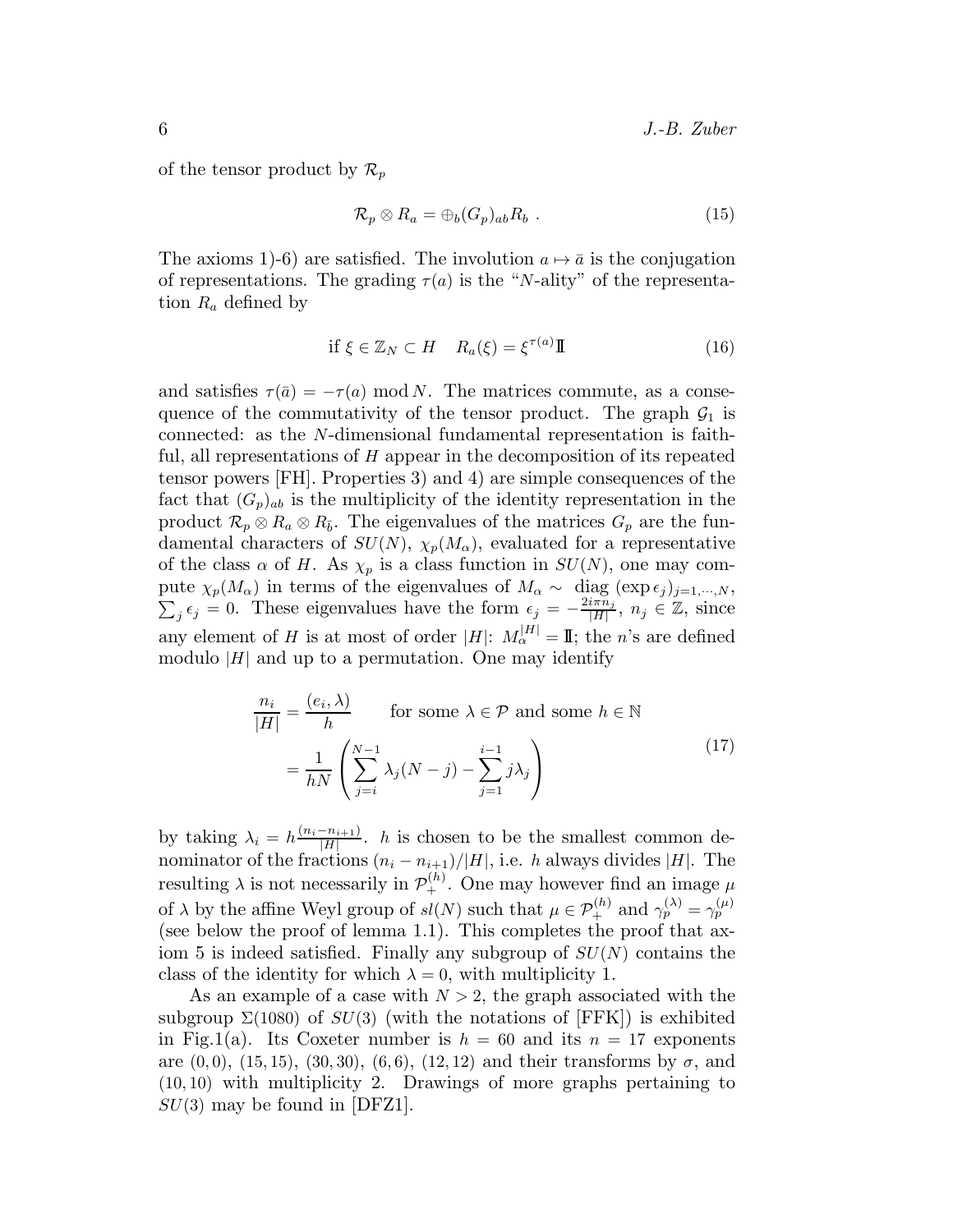of the tensor product by $\mathcal{R}_p$

$$\mathcal{R}_p \otimes R_a = \oplus_b (G_p)_{ab} R_b \ . \tag{15}$$

The axioms 1)-6) are satisfied. The involution $a \mapsto \bar{a}$ is the conjugation of representations. The grading $\tau(a)$ is the "$N$-ality" of the representation $R_a$ defined by

$$\text{if } \xi \in \mathbb{Z}_N \subset H \quad R_a(\xi) = \xi^{\tau(a)} \mathbb{I} \tag{16}$$

and satisfies $\tau(\bar{a}) = -\tau(a) \bmod N$. The matrices commute, as a consequence of the commutativity of the tensor product. The graph $\mathcal{G}_1$ is connected: as the $N$-dimensional fundamental representation is faithful, all representations of $H$ appear in the decomposition of its repeated tensor powers [FH]. Properties 3) and 4) are simple consequences of the fact that $(G_p)_{ab}$ is the multiplicity of the identity representation in the product $\mathcal{R}_p \otimes R_a \otimes R_{\bar{b}}$. The eigenvalues of the matrices $G_p$ are the fundamental characters of $SU(N)$, $\chi_p(M_\alpha)$, evaluated for a representative of the class $\alpha$ of $H$. As $\chi_p$ is a class function in $SU(N)$, one may compute $\chi_p(M_\alpha)$ in terms of the eigenvalues of $M_\alpha \sim \text{ diag } (\exp \epsilon_j)_{j=1,\cdots,N}$, $\sum_j \epsilon_j = 0$. These eigenvalues have the form $\epsilon_j = -\frac{2i\pi n_j}{|H|}$, $n_j \in \mathbb{Z}$, since any element of $H$ is at most of order $|H|$: $M_\alpha^{|H|} = \mathbb{I}$; the $n$'s are defined modulo $|H|$ and up to a permutation. One may identify

$$\begin{aligned} \frac{n_i}{|H|} &= \frac{(e_i, \lambda)}{h} \qquad \text{for some } \lambda \in \mathcal{P} \text{ and some } h \in \mathbb{N} \\ &= \frac{1}{hN} \left( \sum_{j=i}^{N-1} \lambda_j (N-j) - \sum_{j=1}^{i-1} j \lambda_j \right) \end{aligned} \tag{17}$$

by taking $\lambda_i = h \frac{(n_i - n_{i+1})}{|H|}$. $h$ is chosen to be the smallest common denominator of the fractions $(n_i - n_{i+1})/|H|$, i.e. $h$ always divides $|H|$. The resulting $\lambda$ is not necessarily in $\mathcal{P}_+^{(h)}$. One may however find an image $\mu$ of $\lambda$ by the affine Weyl group of $sl(N)$ such that $\mu \in \mathcal{P}_+^{(h)}$ and $\gamma_p^{(\lambda)} = \gamma_p^{(\mu)}$ (see below the proof of lemma 1.1). This completes the proof that axiom 5 is indeed satisfied. Finally any subgroup of $SU(N)$ contains the class of the identity for which $\lambda = 0$, with multiplicity 1.

As an example of a case with $N > 2$, the graph associated with the subgroup $\Sigma(1080)$ of $SU(3)$ (with the notations of [FFK]) is exhibited in Fig.1(a). Its Coxeter number is $h = 60$ and its $n = 17$ exponents are $(0,0)$, $(15,15)$, $(30,30)$, $(6,6)$, $(12,12)$ and their transforms by $\sigma$, and $(10,10)$ with multiplicity 2. Drawings of more graphs pertaining to $SU(3)$ may be found in [DFZ1].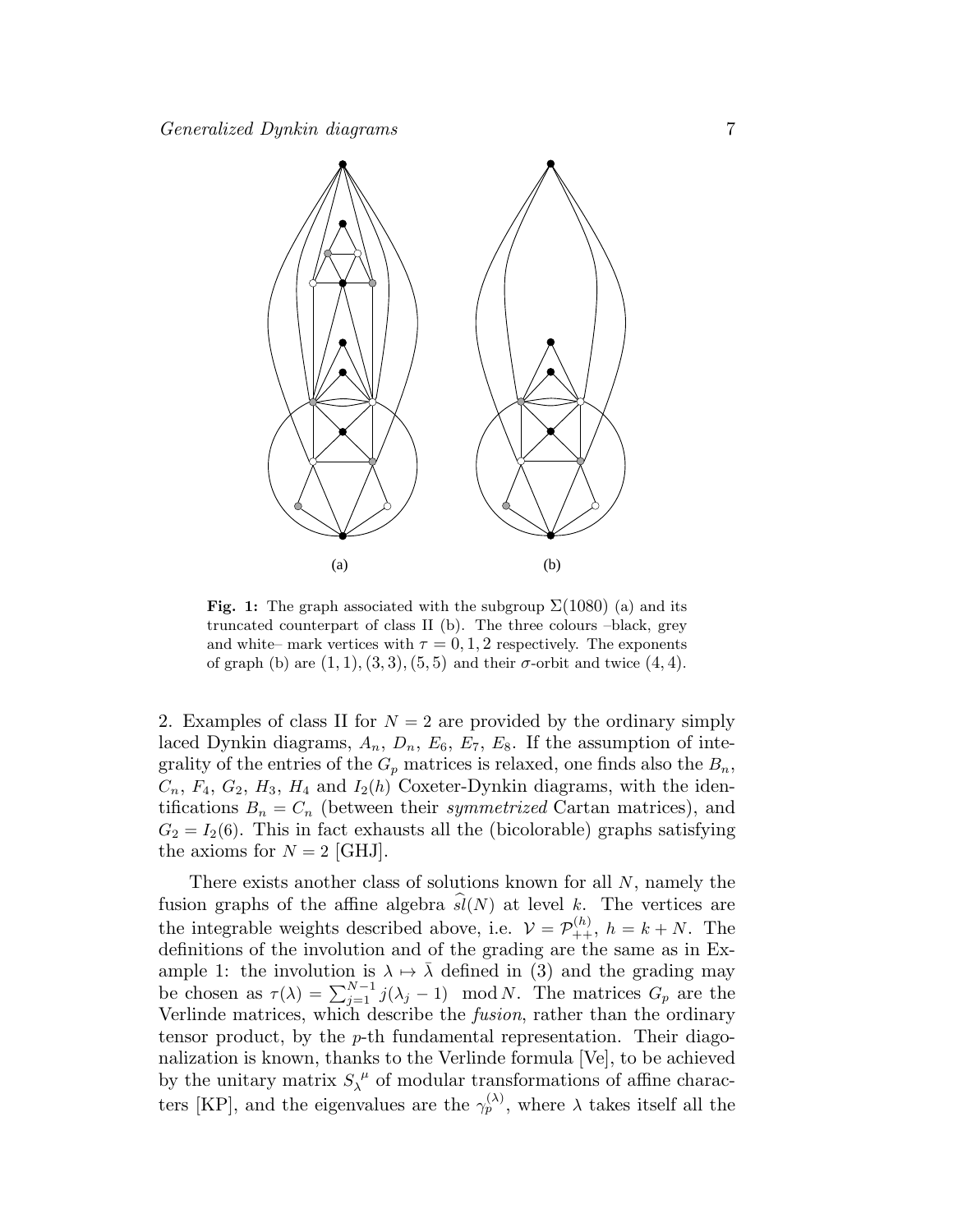**Fig. 1:** The graph associated with the subgroup $\Sigma(1080)$ (a) and its truncated counterpart of class II (b). The three colours –black, grey and white– mark vertices with $\tau = 0, 1, 2$ respectively. The exponents of graph (b) are $(1, 1), (3, 3), (5, 5)$ and their $\sigma$-orbit and twice $(4, 4)$.

2. Examples of class II for $N = 2$ are provided by the ordinary simply laced Dynkin diagrams, $A_n$, $D_n$, $E_6$, $E_7$, $E_8$. If the assumption of integrality of the entries of the $G_p$ matrices is relaxed, one finds also the $B_n$, $C_n$, $F_4$, $G_2$, $H_3$, $H_4$ and $I_2(h)$ Coxeter-Dynkin diagrams, with the identifications $B_n = C_n$ (between their *symmetrized* Cartan matrices), and $G_2 = I_2(6)$. This in fact exhausts all the (bicolorable) graphs satisfying the axioms for $N = 2$ [GHJ].

There exists another class of solutions known for all $N$, namely the fusion graphs of the affine algebra $\widehat{sl}(N)$ at level $k$. The vertices are the integrable weights described above, i.e. $\mathcal{V} = \mathcal{P}_{++}^{(h)}$, $h = k + N$. The definitions of the involution and of the grading are the same as in Example 1: the involution is $\lambda \mapsto \bar{\lambda}$ defined in (3) and the grading may be chosen as $\tau(\lambda) = \sum_{j=1}^{N-1} j(\lambda_j - 1) \mod N$. The matrices $G_p$ are the Verlinde matrices, which describe the *fusion*, rather than the ordinary tensor product, by the $p$-th fundamental representation. Their diagonalization is known, thanks to the Verlinde formula [Ve], to be achieved by the unitary matrix $S_\lambda{}^\mu$ of modular transformations of affine characters [KP], and the eigenvalues are the $\gamma_p^{(\lambda)}$, where $\lambda$ takes itself all the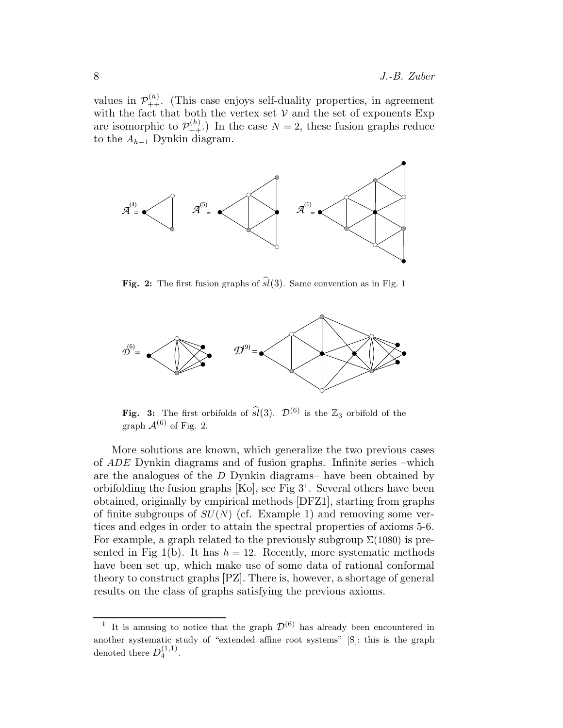values in $\mathcal{P}_{++}^{(h)}$. (This case enjoys self-duality properties, in agreement with the fact that both the vertex set $\mathcal{V}$ and the set of exponents Exp are isomorphic to $\mathcal{P}_{++}^{(h)}$.) In the case $N = 2$, these fusion graphs reduce to the $A_{h-1}$ Dynkin diagram.

**Fig. 2:** The first fusion graphs of $\widehat{sl}(3)$. Same convention as in Fig. 1

**Fig. 3:** The first orbifolds of $\widehat{sl}(3)$. $\mathcal{D}^{(6)}$ is the $\mathbb{Z}_3$ orbifold of the graph $\mathcal{A}^{(6)}$ of Fig. 2.

More solutions are known, which generalize the two previous cases of *ADE* Dynkin diagrams and of fusion graphs. Infinite series –which are the analogues of the *D* Dynkin diagrams– have been obtained by orbifolding the fusion graphs [Ko], see Fig 3[1]. Several others have been obtained, originally by empirical methods [DFZ1], starting from graphs of finite subgroups of $SU(N)$ (cf. Example 1) and removing some vertices and edges in order to attain the spectral properties of axioms 5-6. For example, a graph related to the previously subgroup $\Sigma(1080)$ is presented in Fig 1(b). It has $h = 12$. Recently, more systematic methods have been set up, which make use of some data of rational conformal theory to construct graphs [PZ]. There is, however, a shortage of general results on the class of graphs satisfying the previous axioms.

[1] It is amusing to notice that the graph $\mathcal{D}^{(6)}$ has already been encountered in another systematic study of "extended affine root systems" [S]: this is the graph denoted there $D_4^{(1,1)}$.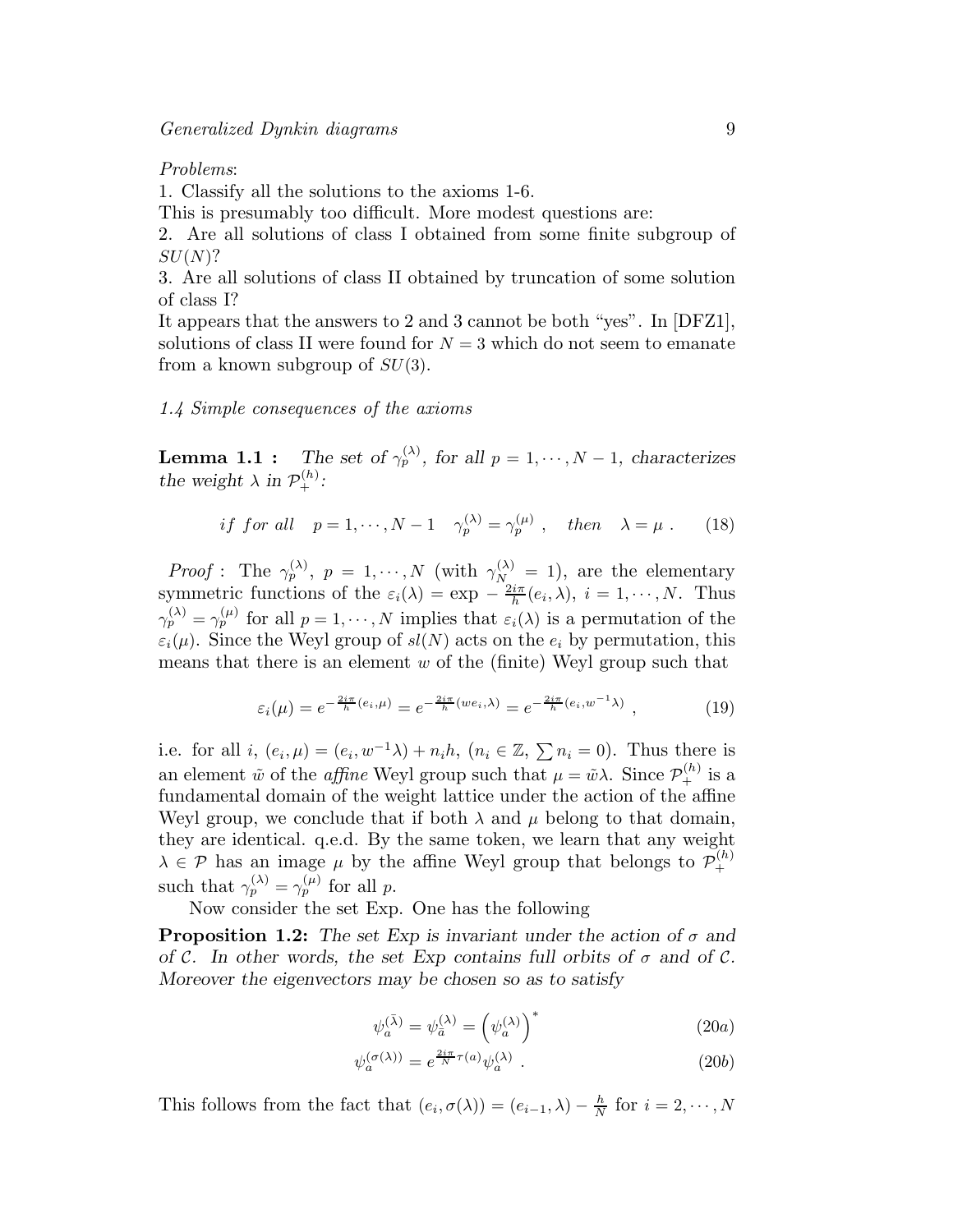*Problems*:

1. Classify all the solutions to the axioms 1-6.

This is presumably too difficult. More modest questions are:

2. Are all solutions of class I obtained from some finite subgroup of $SU(N)$?

3. Are all solutions of class II obtained by truncation of some solution of class I?

It appears that the answers to 2 and 3 cannot be both "yes". In [DFZ1], solutions of class II were found for $N = 3$ which do not seem to emanate from a known subgroup of $SU(3)$.

*1.4 Simple consequences of the axioms*

**Lemma 1.1 :** *The set of $\gamma_p^{(\lambda)}$, for all $p = 1, \cdots, N-1$, characterizes the weight $\lambda$ in $\mathcal{P}_+^{(h)}$:*

$$
if\ for\ all \quad p = 1, \cdots, N-1 \quad \gamma_p^{(\lambda)} = \gamma_p^{(\mu)} \ , \quad then \quad \lambda = \mu \ . \tag{18}
$$

*Proof* : The $\gamma_p^{(\lambda)}$, $p = 1, \cdots, N$ (with $\gamma_N^{(\lambda)} = 1$), are the elementary symmetric functions of the $\varepsilon_i(\lambda) = \exp -\frac{2i\pi}{h}(e_i, \lambda)$, $i = 1, \cdots, N$. Thus $\gamma_p^{(\lambda)} = \gamma_p^{(\mu)}$ for all $p = 1, \cdots, N$ implies that $\varepsilon_i(\lambda)$ is a permutation of the $\varepsilon_i(\mu)$. Since the Weyl group of $sl(N)$ acts on the $e_i$ by permutation, this means that there is an element $w$ of the (finite) Weyl group such that

$$
\varepsilon_i(\mu) = e^{-\frac{2i\pi}{h}(e_i,\mu)} = e^{-\frac{2i\pi}{h}(we_i,\lambda)} = e^{-\frac{2i\pi}{h}(e_i,w^{-1}\lambda)} \ , \tag{19}
$$

i.e. for all $i$, $(e_i, \mu) = (e_i, w^{-1}\lambda) + n_i h$, ($n_i \in \mathbb{Z}$, $\sum n_i = 0$). Thus there is an element $\tilde{w}$ of the *affine* Weyl group such that $\mu = \tilde{w}\lambda$. Since $\mathcal{P}_+^{(h)}$ is a fundamental domain of the weight lattice under the action of the affine Weyl group, we conclude that if both $\lambda$ and $\mu$ belong to that domain, they are identical. q.e.d. By the same token, we learn that any weight $\lambda \in \mathcal{P}$ has an image $\mu$ by the affine Weyl group that belongs to $\mathcal{P}_+^{(h)}$ such that $\gamma_p^{(\lambda)} = \gamma_p^{(\mu)}$ for all $p$.

Now consider the set Exp. One has the following

**Proposition 1.2:** *The set Exp is invariant under the action of $\sigma$ and of $\mathcal{C}$. In other words, the set Exp contains full orbits of $\sigma$ and of $\mathcal{C}$. Moreover the eigenvectors may be chosen so as to satisfy*

$$
\psi_a^{(\bar{\lambda})} = \psi_{\bar{a}}^{(\lambda)} = \left(\psi_a^{(\lambda)}\right)^* \tag{20a}
$$

$$
\psi_a^{(\sigma(\lambda))} = e^{\frac{2i\pi}{N}\tau(a)}\psi_a^{(\lambda)} \ . \tag{20b}
$$

This follows from the fact that $(e_i, \sigma(\lambda)) = (e_{i-1}, \lambda) - \frac{h}{N}$ for $i = 2, \cdots, N$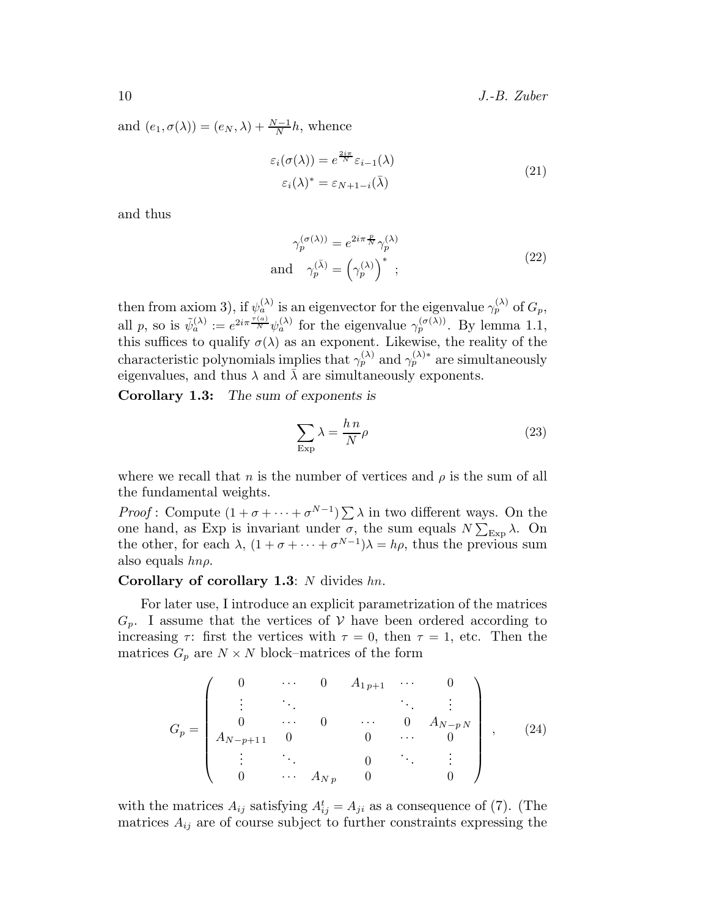and $(e_1, \sigma(\lambda)) = (e_N, \lambda) + \frac{N-1}{N}h$, whence

$$
\begin{aligned}
\varepsilon_i(\sigma(\lambda)) &= e^{\frac{2i\pi}{N}}\varepsilon_{i-1}(\lambda) \\
\varepsilon_i(\lambda)^* &= \varepsilon_{N+1-i}(\bar\lambda)
\end{aligned}
\tag{21}
$$

and thus

$$
\begin{aligned}
\gamma_p^{(\sigma(\lambda))} &= e^{2i\pi\frac{p}{N}}\gamma_p^{(\lambda)} \\
\text{and}\quad \gamma_p^{(\bar\lambda)} &= \left(\gamma_p^{(\lambda)}\right)^* \ ;
\end{aligned}
\tag{22}
$$

then from axiom 3), if $\psi_a^{(\lambda)}$ is an eigenvector for the eigenvalue $\gamma_p^{(\lambda)}$ of $G_p$, all $p$, so is $\tilde\psi_a^{(\lambda)} := e^{2i\pi\frac{\tau(a)}{N}}\psi_a^{(\lambda)}$ for the eigenvalue $\gamma_p^{(\sigma(\lambda))}$. By lemma 1.1, this suffices to qualify $\sigma(\lambda)$ as an exponent. Likewise, the reality of the characteristic polynomials implies that $\gamma_p^{(\lambda)}$ and $\gamma_p^{(\lambda)*}$ are simultaneously eigenvalues, and thus $\lambda$ and $\bar\lambda$ are simultaneously exponents.

**Corollary 1.3:** *The sum of exponents is*

$$
\sum_{\mathrm{Exp}} \lambda = \frac{h\,n}{N}\rho \tag{23}
$$

where we recall that $n$ is the number of vertices and $\rho$ is the sum of all the fundamental weights.

*Proof* : Compute $(1+\sigma+\cdots+\sigma^{N-1})\sum\lambda$ in two different ways. On the one hand, as Exp is invariant under $\sigma$, the sum equals $N\sum_{\mathrm{Exp}}\lambda$. On the other, for each $\lambda$, $(1+\sigma+\cdots+\sigma^{N-1})\lambda = h\rho$, thus the previous sum also equals $hn\rho$.

**Corollary of corollary 1.3**: $N$ divides $hn$.

For later use, I introduce an explicit parametrization of the matrices $G_p$. I assume that the vertices of $\mathcal{V}$ have been ordered according to increasing $\tau$: first the vertices with $\tau = 0$, then $\tau = 1$, etc. Then the matrices $G_p$ are $N\times N$ block–matrices of the form

$$
G_p = \begin{pmatrix}
0 & \cdots & 0 & A_{1\,p+1} & \cdots & 0 \\
\vdots & \ddots & & & \ddots & \vdots \\
0 & \cdots & 0 & \cdots & 0 & A_{N-p\,N} \\
A_{N-p+1\,1} & 0 & & 0 & \cdots & 0 \\
\vdots & \ddots & & 0 & \ddots & \vdots \\
0 & \cdots & A_{N\,p} & 0 & & 0
\end{pmatrix} \ , \tag{24}
$$

with the matrices $A_{ij}$ satisfying $A_{ij}^t = A_{ji}$ as a consequence of (7). (The matrices $A_{ij}$ are of course subject to further constraints expressing the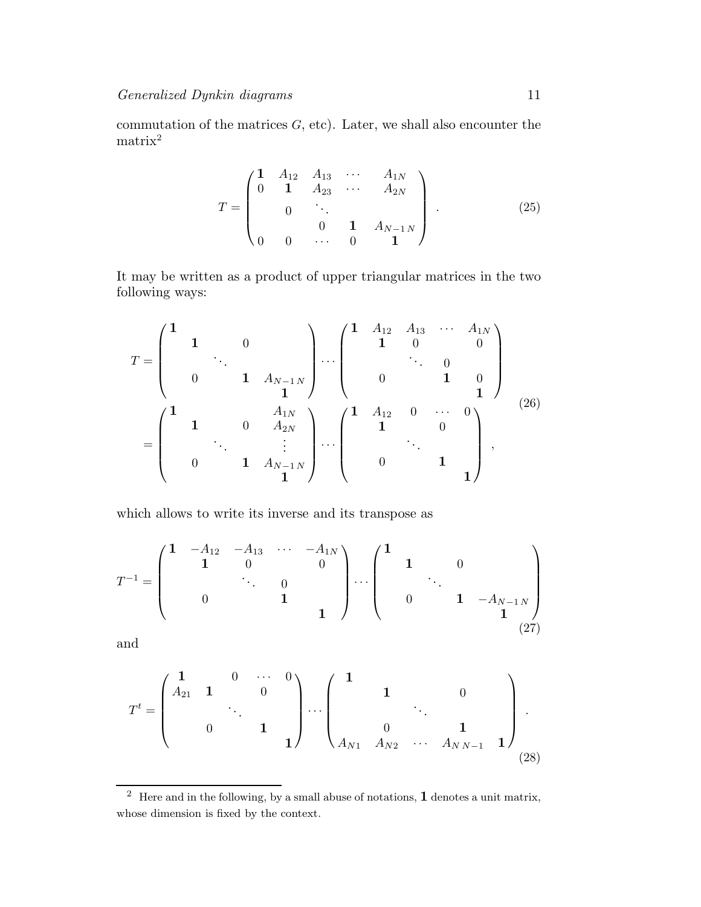commutation of the matrices $G$, etc). Later, we shall also encounter the matrix[2]

$$
T = \begin{pmatrix} \mathbf{1} & A_{12} & A_{13} & \cdots & A_{1N} \\ 0 & \mathbf{1} & A_{23} & \cdots & A_{2N} \\ & 0 & \ddots & & \\ & & 0 & \mathbf{1} & A_{N-1\,N} \\ 0 & 0 & \cdots & 0 & \mathbf{1} \end{pmatrix} . \tag{25}
$$

It may be written as a product of upper triangular matrices in the two following ways:

$$
\begin{aligned}
T &= \begin{pmatrix} \mathbf{1} & & & & \\ & \mathbf{1} & & 0 & \\ & & \ddots & & \\ & 0 & & \mathbf{1} & A_{N-1\,N} \\ & & & & \mathbf{1} \end{pmatrix} \cdots \begin{pmatrix} \mathbf{1} & A_{12} & A_{13} & \cdots & A_{1N} \\ & \mathbf{1} & 0 & & 0 \\ & & \ddots & 0 & \\ & 0 & & \mathbf{1} & 0 \\ & & & & \mathbf{1} \end{pmatrix} \\
&= \begin{pmatrix} \mathbf{1} & & & & A_{1N} \\ & \mathbf{1} & & 0 & A_{2N} \\ & & \ddots & & \vdots \\ & 0 & & \mathbf{1} & A_{N-1\,N} \\ & & & & \mathbf{1} \end{pmatrix} \cdots \begin{pmatrix} \mathbf{1} & A_{12} & 0 & \cdots & 0 \\ & \mathbf{1} & & & 0 \\ & & \ddots & & \\ & 0 & & \mathbf{1} & \\ & & & & \mathbf{1} \end{pmatrix} ,
\end{aligned} \tag{26}
$$

which allows to write its inverse and its transpose as

$$
T^{-1} = \begin{pmatrix} \mathbf{1} & -A_{12} & -A_{13} & \cdots & -A_{1N} \\ & \mathbf{1} & 0 & & 0 \\ & & \ddots & 0 & \\ & 0 & & \mathbf{1} & \\ & & & & \mathbf{1} \end{pmatrix} \cdots \begin{pmatrix} \mathbf{1} & & & & \\ & \mathbf{1} & & 0 & \\ & & \ddots & & \\ & 0 & & \mathbf{1} & -A_{N-1\,N} \\ & & & & \mathbf{1} \end{pmatrix} \tag{27}
$$

and

$$
T^{t} = \begin{pmatrix} \mathbf{1} & & 0 & \cdots & 0 \\ A_{21} & \mathbf{1} & & 0 & \\ & & \ddots & & \\ & 0 & & \mathbf{1} & \\ & & & & \mathbf{1} \end{pmatrix} \cdots \begin{pmatrix} \mathbf{1} & & & & \\ & \mathbf{1} & & 0 & \\ & & \ddots & & \\ & 0 & & \mathbf{1} & \\ A_{N1} & A_{N2} & \cdots & A_{N\,N-1} & \mathbf{1} \end{pmatrix} . \tag{28}
$$

---

[2] Here and in the following, by a small abuse of notations, $\mathbf{1}$ denotes a unit matrix, whose dimension is fixed by the context.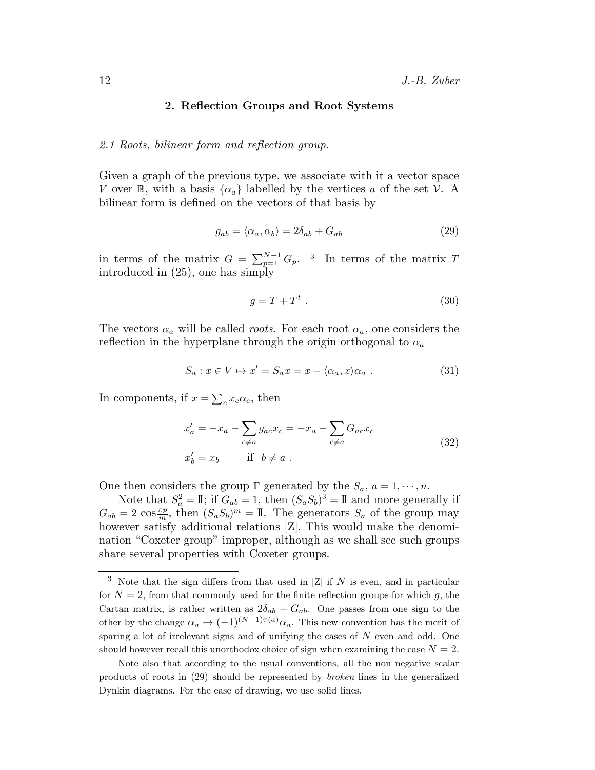## 2. Reflection Groups and Root Systems

*2.1 Roots, bilinear form and reflection group.*

Given a graph of the previous type, we associate with it a vector space $V$ over $\mathbb{R}$, with a basis $\{\alpha_a\}$ labelled by the vertices $a$ of the set $\mathcal{V}$. A bilinear form is defined on the vectors of that basis by

$$g_{ab} = \langle \alpha_a, \alpha_b \rangle = 2\delta_{ab} + G_{ab} \tag{29}$$

in terms of the matrix $G = \sum_{p=1}^{N-1} G_p$. [3] In terms of the matrix $T$ introduced in (25), one has simply

$$g = T + T^t \ . \tag{30}$$

The vectors $\alpha_a$ will be called *roots*. For each root $\alpha_a$, one considers the reflection in the hyperplane through the origin orthogonal to $\alpha_a$

$$S_a : x \in V \mapsto x' = S_a x = x - \langle \alpha_a, x \rangle \alpha_a \ . \tag{31}$$

In components, if $x = \sum_c x_c \alpha_c$, then

$$\begin{aligned} x'_a &= -x_a - \sum_{c \neq a} g_{ac} x_c = -x_a - \sum_{c \neq a} G_{ac} x_c \\ x'_b &= x_b \qquad \text{if} \ \ b \neq a \ . \end{aligned} \tag{32}$$

One then considers the group $\Gamma$ generated by the $S_a$, $a = 1, \cdots, n$.

Note that $S_a^2 = \mathbb{I}$; if $G_{ab} = 1$, then $(S_a S_b)^3 = \mathbb{I}$ and more generally if $G_{ab} = 2\cos\frac{\pi p}{m}$, then $(S_a S_b)^m = \mathbb{I}$. The generators $S_a$ of the group may however satisfy additional relations [Z]. This would make the denomination "Coxeter group" improper, although as we shall see such groups share several properties with Coxeter groups.

---

[3] Note that the sign differs from that used in [Z] if $N$ is even, and in particular for $N = 2$, from that commonly used for the finite reflection groups for which $g$, the Cartan matrix, is rather written as $2\delta_{ab} - G_{ab}$. One passes from one sign to the other by the change $\alpha_a \to (-1)^{(N-1)\tau(a)}\alpha_a$. This new convention has the merit of sparing a lot of irrelevant signs and of unifying the cases of $N$ even and odd. One should however recall this unorthodox choice of sign when examining the case $N = 2$.

Note also that according to the usual conventions, all the non negative scalar products of roots in (29) should be represented by *broken* lines in the generalized Dynkin diagrams. For the ease of drawing, we use solid lines.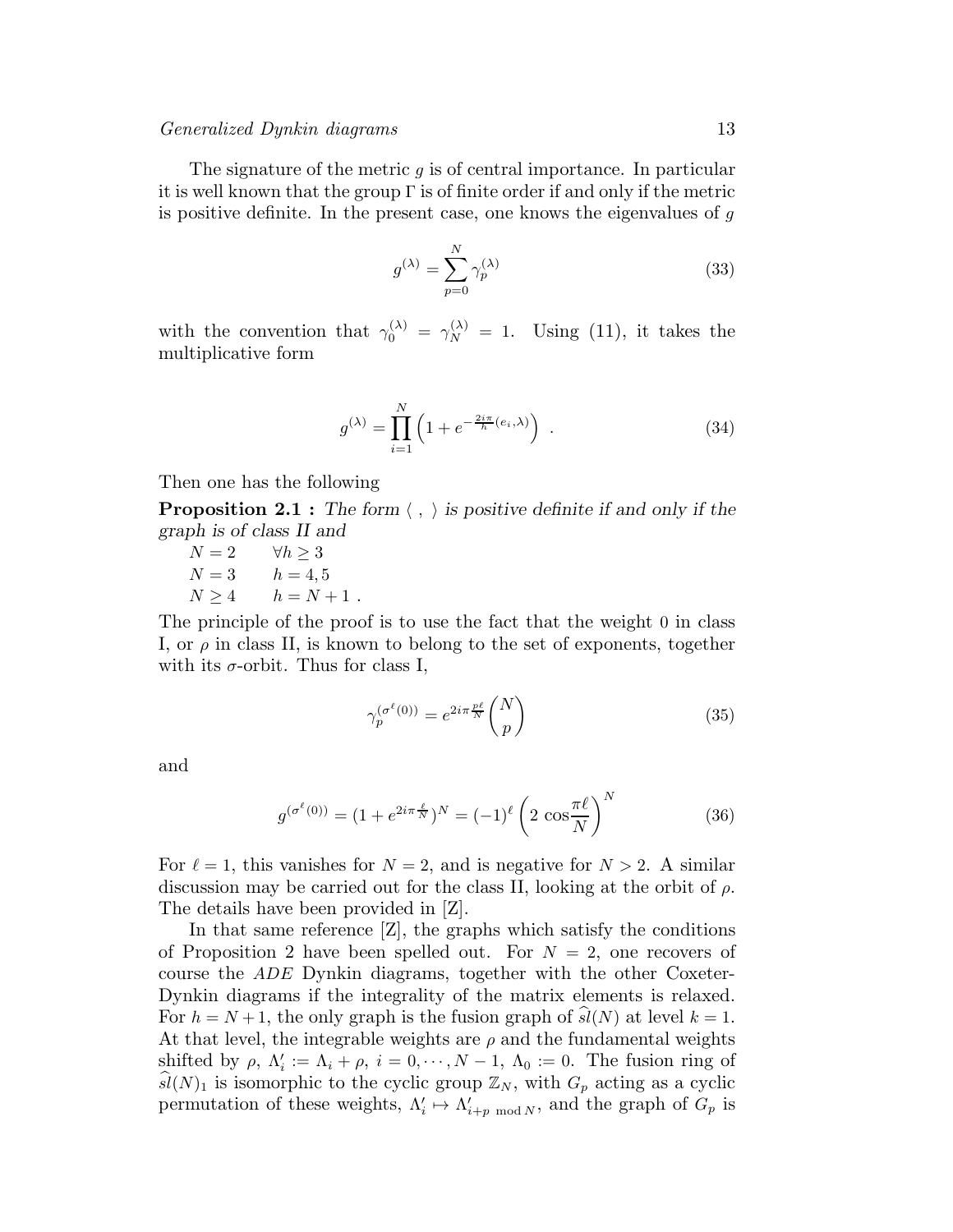The signature of the metric $g$ is of central importance. In particular it is well known that the group $\Gamma$ is of finite order if and only if the metric is positive definite. In the present case, one knows the eigenvalues of $g$

$$g^{(\lambda)} = \sum_{p=0}^{N} \gamma_p^{(\lambda)} \tag{33}$$

with the convention that $\gamma_0^{(\lambda)} = \gamma_N^{(\lambda)} = 1$. Using (11), it takes the multiplicative form

$$g^{(\lambda)} = \prod_{i=1}^{N} \left(1 + e^{-\frac{2i\pi}{h}(e_i,\lambda)}\right) \ . \tag{34}$$

Then one has the following

**Proposition 2.1 :** *The form* $\langle\ ,\ \rangle$ *is positive definite if and only if the graph is of class II and*

$N = 2 \qquad \forall h \geq 3$
$N = 3 \qquad h = 4, 5$
$N \geq 4 \qquad h = N + 1$ .

The principle of the proof is to use the fact that the weight 0 in class I, or $\rho$ in class II, is known to belong to the set of exponents, together with its $\sigma$-orbit. Thus for class I,

$$\gamma_p^{(\sigma^\ell(0))} = e^{2i\pi\frac{p\ell}{N}} \binom{N}{p} \tag{35}$$

and

$$g^{(\sigma^\ell(0))} = (1 + e^{2i\pi\frac{\ell}{N}})^N = (-1)^\ell \left(2\ \cos\frac{\pi\ell}{N}\right)^N \tag{36}$$

For $\ell = 1$, this vanishes for $N = 2$, and is negative for $N > 2$. A similar discussion may be carried out for the class II, looking at the orbit of $\rho$. The details have been provided in [Z].

In that same reference [Z], the graphs which satisfy the conditions of Proposition 2 have been spelled out. For $N = 2$, one recovers of course the *ADE* Dynkin diagrams, together with the other Coxeter-Dynkin diagrams if the integrality of the matrix elements is relaxed. For $h = N+1$, the only graph is the fusion graph of $\widehat{sl}(N)$ at level $k = 1$. At that level, the integrable weights are $\rho$ and the fundamental weights shifted by $\rho$, $\Lambda'_i := \Lambda_i + \rho$, $i = 0, \cdots, N-1$, $\Lambda_0 := 0$. The fusion ring of $\widehat{sl}(N)_1$ is isomorphic to the cyclic group $\mathbb{Z}_N$, with $G_p$ acting as a cyclic permutation of these weights, $\Lambda'_i \mapsto \Lambda'_{i+p \bmod N}$, and the graph of $G_p$ is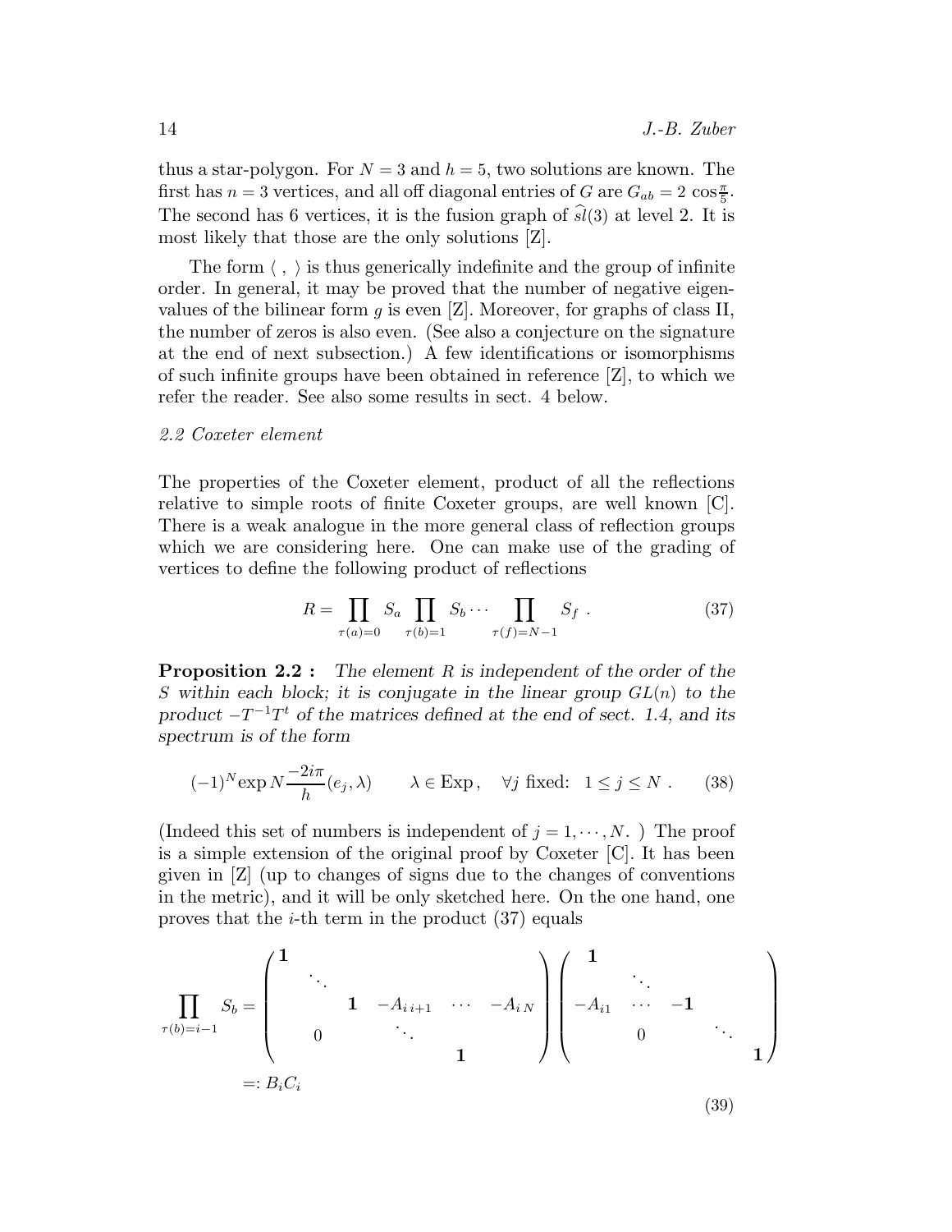thus a star-polygon. For $N = 3$ and $h = 5$, two solutions are known. The first has $n = 3$ vertices, and all off diagonal entries of $G$ are $G_{ab} = 2\,\cos\frac{\pi}{5}$. The second has 6 vertices, it is the fusion graph of $\widehat{sl}(3)$ at level 2. It is most likely that those are the only solutions [Z].

The form $\langle\ ,\ \rangle$ is thus generically indefinite and the group of infinite order. In general, it may be proved that the number of negative eigenvalues of the bilinear form $g$ is even [Z]. Moreover, for graphs of class II, the number of zeros is also even. (See also a conjecture on the signature at the end of next subsection.) A few identifications or isomorphisms of such infinite groups have been obtained in reference [Z], to which we refer the reader. See also some results in sect. 4 below.

### *2.2 Coxeter element*

The properties of the Coxeter element, product of all the reflections relative to simple roots of finite Coxeter groups, are well known [C]. There is a weak analogue in the more general class of reflection groups which we are considering here. One can make use of the grading of vertices to define the following product of reflections

$$R = \prod_{\tau(a)=0} S_a \prod_{\tau(b)=1} S_b \cdots \prod_{\tau(f)=N-1} S_f \ . \tag{37}$$

**Proposition 2.2 :** *The element $R$ is independent of the order of the $S$ within each block; it is conjugate in the linear group $GL(n)$ to the product $-T^{-1}T^t$ of the matrices defined at the end of sect. 1.4, and its spectrum is of the form*

$$(-1)^N \exp N\frac{-2i\pi}{h}(e_j,\lambda) \qquad \lambda \in \mathrm{Exp}\,, \quad \forall j \text{ fixed:} \ \ 1 \le j \le N \ . \tag{38}$$

(Indeed this set of numbers is independent of $j = 1, \cdots, N$. ) The proof is a simple extension of the original proof by Coxeter [C]. It has been given in [Z] (up to changes of signs due to the changes of conventions in the metric), and it will be only sketched here. On the one hand, one proves that the $i$-th term in the product (37) equals

$$\prod_{\tau(b)=i-1} S_b = \begin{pmatrix} \mathbf{1} & & & & & \\ & \ddots & & & & \\ & & \mathbf{1} & -A_{i\,i+1} & \cdots & -A_{i\,N} \\ & 0 & & \ddots & & \\ & & & & \mathbf{1} & \end{pmatrix} \begin{pmatrix} \mathbf{1} & & & & \\ & \ddots & & & \\ -A_{i1} & \cdots & -\mathbf{1} & & \\ & 0 & & \ddots & \\ & & & & \mathbf{1} \end{pmatrix}$$
$$=: B_i C_i \tag{39}$$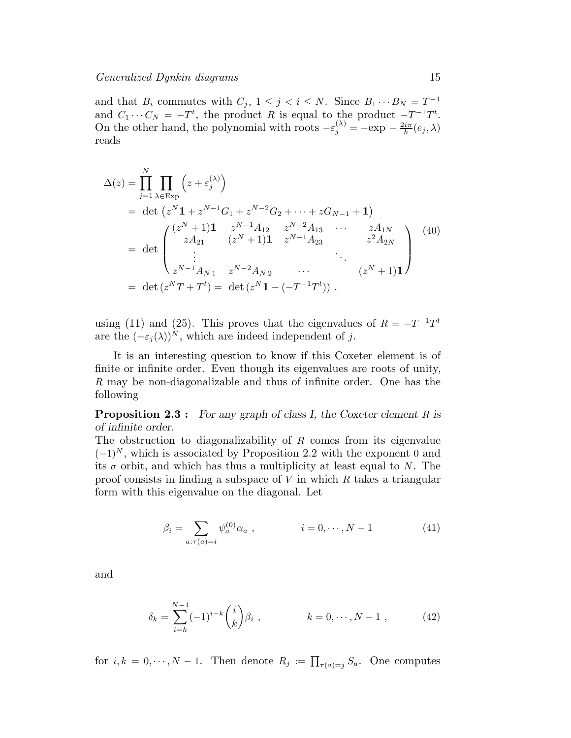and that $B_i$ commutes with $C_j$, $1 \le j < i \le N$. Since $B_1 \cdots B_N = T^{-1}$ and $C_1 \cdots C_N = -T^t$, the product $R$ is equal to the product $-T^{-1}T^t$. On the other hand, the polynomial with roots $-\varepsilon_j^{(\lambda)} = -\exp -\frac{2i\pi}{h}(e_j, \lambda)$ reads

$$
\begin{aligned}
\Delta(z) &= \prod_{j=1}^{N} \prod_{\lambda \in \mathrm{Exp}} \left(z + \varepsilon_j^{(\lambda)}\right) \\
&= \det\left(z^N \mathbf{1} + z^{N-1} G_1 + z^{N-2} G_2 + \cdots + z G_{N-1} + \mathbf{1}\right) \\
&= \det \begin{pmatrix} (z^N+1)\mathbf{1} & z^{N-1}A_{12} & z^{N-2}A_{13} & \cdots & zA_{1N} \\ zA_{21} & (z^N+1)\mathbf{1} & z^{N-1}A_{23} & & z^2 A_{2N} \\ \vdots & & & \ddots & \\ z^{N-1}A_{N\,1} & z^{N-2}A_{N\,2} & \cdots & & (z^N+1)\mathbf{1} \end{pmatrix} \\
&= \det\left(z^N T + T^t\right) = \det\left(z^N \mathbf{1} - (-T^{-1}T^t)\right) ,
\end{aligned}
\tag{40}
$$

using (11) and (25). This proves that the eigenvalues of $R = -T^{-1}T^t$ are the $(-\varepsilon_j(\lambda))^N$, which are indeed independent of $j$.

It is an interesting question to know if this Coxeter element is of finite or infinite order. Even though its eigenvalues are roots of unity, $R$ may be non-diagonalizable and thus of infinite order. One has the following

**Proposition 2.3 :** *For any graph of class I, the Coxeter element $R$ is of infinite order.*

The obstruction to diagonalizability of $R$ comes from its eigenvalue $(-1)^N$, which is associated by Proposition 2.2 with the exponent 0 and its $\sigma$ orbit, and which has thus a multiplicity at least equal to $N$. The proof consists in finding a subspace of $V$ in which $R$ takes a triangular form with this eigenvalue on the diagonal. Let

$$
\beta_i = \sum_{a:\tau(a)=i} \psi_a^{(0)} \alpha_a \ , \qquad\qquad i = 0, \cdots, N-1 \tag{41}
$$

and

$$
\delta_k = \sum_{i=k}^{N-1} (-1)^{i-k} \binom{i}{k} \beta_i \ , \qquad\qquad k = 0, \cdots, N-1 \ , \tag{42}
$$

for $i, k = 0, \cdots, N-1$. Then denote $R_j := \prod_{\tau(a)=j} S_a$. One computes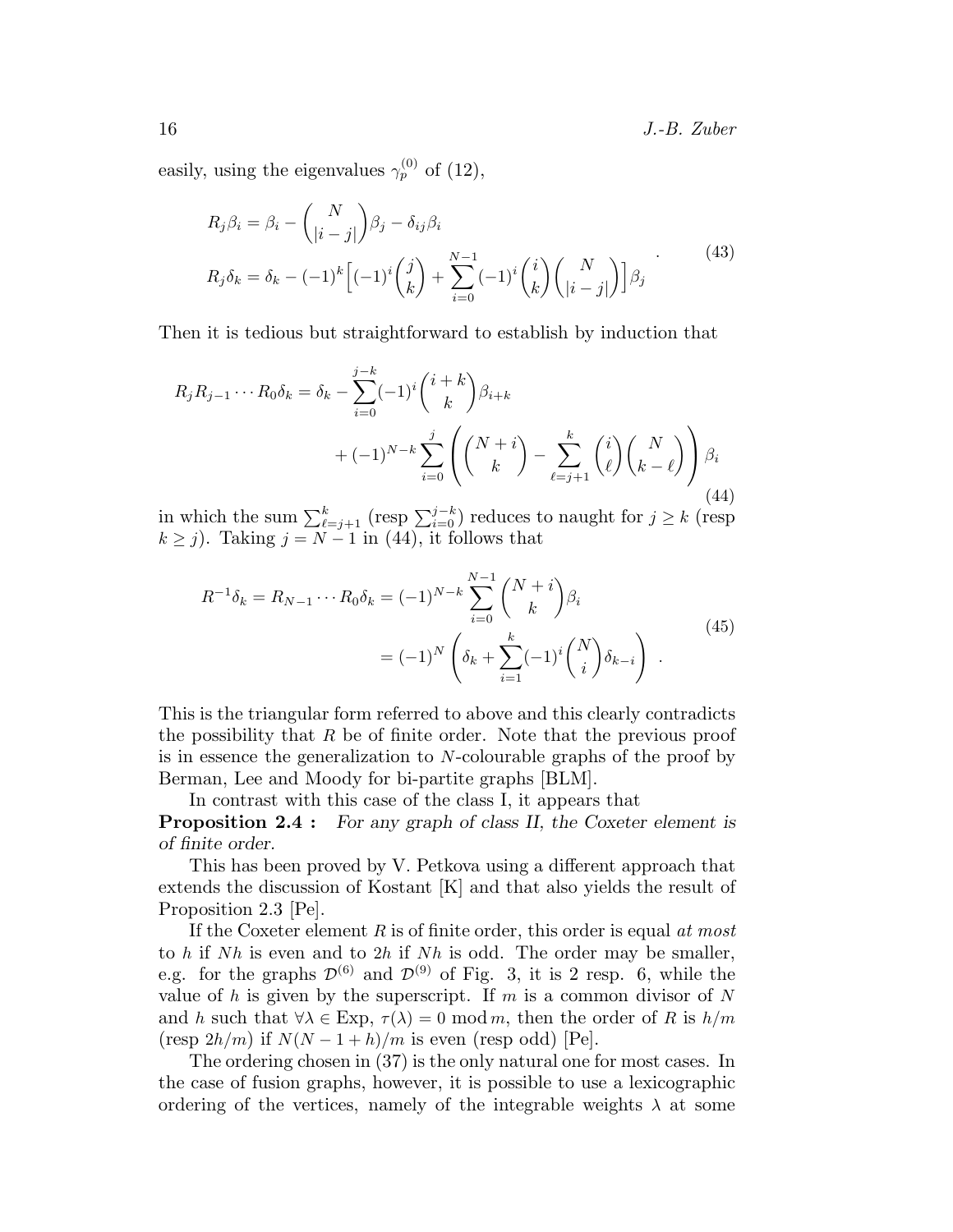easily, using the eigenvalues $\gamma_p^{(0)}$ of (12),

$$
\begin{aligned}
R_j\beta_i &= \beta_i - \binom{N}{|i-j|}\beta_j - \delta_{ij}\beta_i \\
R_j\delta_k &= \delta_k - (-1)^k\Big[(-1)^i\binom{j}{k} + \sum_{i=0}^{N-1}(-1)^i\binom{i}{k}\binom{N}{|i-j|}\Big]\beta_j
\end{aligned} \quad . \tag{43}
$$

Then it is tedious but straightforward to establish by induction that

$$
\begin{aligned}
R_jR_{j-1}\cdots R_0\delta_k = \delta_k &- \sum_{i=0}^{j-k}(-1)^i\binom{i+k}{k}\beta_{i+k} \\
&+ (-1)^{N-k}\sum_{i=0}^{j}\left(\binom{N+i}{k} - \sum_{\ell=j+1}^{k}\binom{i}{\ell}\binom{N}{k-\ell}\right)\beta_i
\end{aligned} \tag{44}
$$

in which the sum $\sum_{\ell=j+1}^{k}$ (resp $\sum_{i=0}^{j-k}$) reduces to naught for $j \geq k$ (resp $k \geq j$). Taking $j = N-1$ in (44), it follows that

$$
\begin{aligned}
R^{-1}\delta_k = R_{N-1}\cdots R_0\delta_k &= (-1)^{N-k}\sum_{i=0}^{N-1}\binom{N+i}{k}\beta_i \\
&= (-1)^N\left(\delta_k + \sum_{i=1}^{k}(-1)^i\binom{N}{i}\delta_{k-i}\right) \quad .
\end{aligned} \tag{45}
$$

This is the triangular form referred to above and this clearly contradicts the possibility that $R$ be of finite order. Note that the previous proof is in essence the generalization to $N$-colourable graphs of the proof by Berman, Lee and Moody for bi-partite graphs [BLM].

In contrast with this case of the class I, it appears that

**Proposition 2.4 :** *For any graph of class II, the Coxeter element is of finite order.*

This has been proved by V. Petkova using a different approach that extends the discussion of Kostant [K] and that also yields the result of Proposition 2.3 [Pe].

If the Coxeter element $R$ is of finite order, this order is equal *at most* to $h$ if $Nh$ is even and to $2h$ if $Nh$ is odd. The order may be smaller, e.g. for the graphs $\mathcal{D}^{(6)}$ and $\mathcal{D}^{(9)}$ of Fig. 3, it is 2 resp. 6, while the value of $h$ is given by the superscript. If $m$ is a common divisor of $N$ and $h$ such that $\forall\lambda \in \mathrm{Exp}$, $\tau(\lambda) = 0 \mod m$, then the order of $R$ is $h/m$ (resp $2h/m$) if $N(N-1+h)/m$ is even (resp odd) [Pe].

The ordering chosen in (37) is the only natural one for most cases. In the case of fusion graphs, however, it is possible to use a lexicographic ordering of the vertices, namely of the integrable weights $\lambda$ at some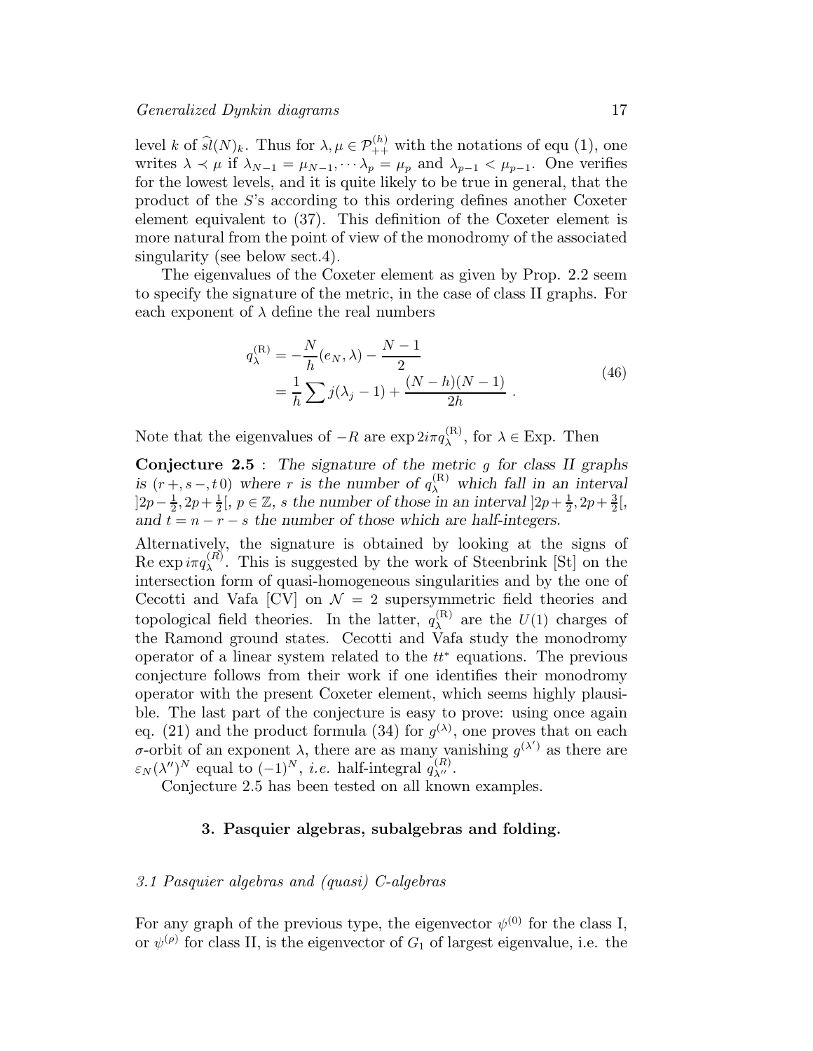level $k$ of $\widehat{sl}(N)_k$. Thus for $\lambda, \mu \in \mathcal{P}_{++}^{(h)}$ with the notations of equ (1), one writes $\lambda \prec \mu$ if $\lambda_{N-1} = \mu_{N-1}, \cdots \lambda_p = \mu_p$ and $\lambda_{p-1} < \mu_{p-1}$. One verifies for the lowest levels, and it is quite likely to be true in general, that the product of the $S$'s according to this ordering defines another Coxeter element equivalent to (37). This definition of the Coxeter element is more natural from the point of view of the monodromy of the associated singularity (see below sect.4).

The eigenvalues of the Coxeter element as given by Prop. 2.2 seem to specify the signature of the metric, in the case of class II graphs. For each exponent of $\lambda$ define the real numbers

$$
\begin{aligned}
q_\lambda^{(\mathrm{R})} &= -\frac{N}{h}(e_N, \lambda) - \frac{N-1}{2} \\
&= \frac{1}{h}\sum j(\lambda_j - 1) + \frac{(N-h)(N-1)}{2h} \ .
\end{aligned}
\tag{46}
$$

Note that the eigenvalues of $-R$ are $\exp 2i\pi q_\lambda^{(\mathrm{R})}$, for $\lambda \in \mathrm{Exp}$. Then

**Conjecture 2.5** : *The signature of the metric $g$ for class II graphs is $(r+, s-, t\,0)$ where $r$ is the number of $q_\lambda^{(\mathrm{R})}$ which fall in an interval $]2p - \frac{1}{2}, 2p + \frac{1}{2}[$, $p \in \mathbb{Z}$, $s$ the number of those in an interval $]2p + \frac{1}{2}, 2p + \frac{3}{2}[$, and $t = n - r - s$ the number of those which are half-integers.*

Alternatively, the signature is obtained by looking at the signs of $\mathrm{Re}\exp i\pi q_\lambda^{(R)}$. This is suggested by the work of Steenbrink [St] on the intersection form of quasi-homogeneous singularities and by the one of Cecotti and Vafa [CV] on $\mathcal{N} = 2$ supersymmetric field theories and topological field theories. In the latter, $q_\lambda^{(\mathrm{R})}$ are the $U(1)$ charges of the Ramond ground states. Cecotti and Vafa study the monodromy operator of a linear system related to the $tt^*$ equations. The previous conjecture follows from their work if one identifies their monodromy operator with the present Coxeter element, which seems highly plausible. The last part of the conjecture is easy to prove: using once again eq. (21) and the product formula (34) for $g^{(\lambda)}$, one proves that on each $\sigma$-orbit of an exponent $\lambda$, there are as many vanishing $g^{(\lambda')}$ as there are $\varepsilon_N(\lambda'')^N$ equal to $(-1)^N$, *i.e.* half-integral $q_{\lambda''}^{(R)}$.

Conjecture 2.5 has been tested on all known examples.

## 3. Pasquier algebras, subalgebras and folding.

### *3.1 Pasquier algebras and (quasi) C-algebras*

For any graph of the previous type, the eigenvector $\psi^{(0)}$ for the class I, or $\psi^{(\rho)}$ for class II, is the eigenvector of $G_1$ of largest eigenvalue, i.e. the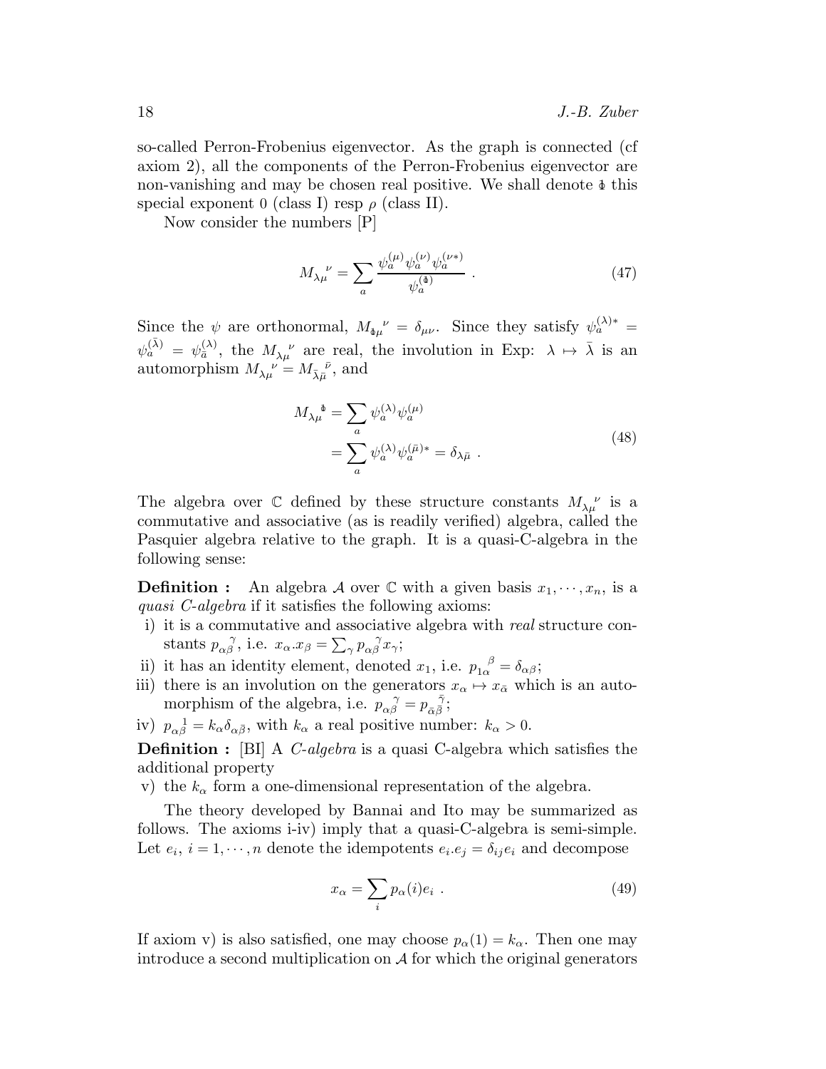so-called Perron-Frobenius eigenvector. As the graph is connected (cf axiom 2), all the components of the Perron-Frobenius eigenvector are non-vanishing and may be chosen real positive. We shall denote $\Phi$ this special exponent 0 (class I) resp $\rho$ (class II).

Now consider the numbers [P]

$$M_{\lambda\mu}{}^{\nu} = \sum_a \frac{\psi_a^{(\mu)}\psi_a^{(\nu)}\psi_a^{(\nu *)}}{\psi_a^{(\Phi)}} \ . \tag{47}$$

Since the $\psi$ are orthonormal, $M_{\Phi\mu}{}^{\nu} = \delta_{\mu\nu}$. Since they satisfy $\psi_a^{(\lambda)*} = \psi_a^{(\bar\lambda)} = \psi_{\bar a}^{(\lambda)}$, the $M_{\lambda\mu}{}^{\nu}$ are real, the involution in Exp: $\lambda \mapsto \bar\lambda$ is an automorphism $M_{\lambda\mu}{}^{\nu} = M_{\bar\lambda\bar\mu}{}^{\bar\nu}$, and

$$\begin{aligned} M_{\lambda\mu}{}^{\Phi} &= \sum_a \psi_a^{(\lambda)}\psi_a^{(\mu)} \\ &= \sum_a \psi_a^{(\lambda)}\psi_a^{(\bar\mu)*} = \delta_{\lambda\bar\mu} \ . \end{aligned} \tag{48}$$

The algebra over $\mathbb{C}$ defined by these structure constants $M_{\lambda\mu}{}^{\nu}$ is a commutative and associative (as is readily verified) algebra, called the Pasquier algebra relative to the graph. It is a quasi-C-algebra in the following sense:

**Definition :** An algebra $\mathcal{A}$ over $\mathbb{C}$ with a given basis $x_1, \cdots, x_n$, is a *quasi C-algebra* if it satisfies the following axioms:

i) it is a commutative and associative algebra with *real* structure constants $p_{\alpha\beta}{}^{\gamma}$, i.e. $x_\alpha . x_\beta = \sum_\gamma p_{\alpha\beta}{}^{\gamma} x_\gamma$;

ii) it has an identity element, denoted $x_1$, i.e. $p_{1\alpha}{}^{\beta} = \delta_{\alpha\beta}$;

iii) there is an involution on the generators $x_\alpha \mapsto x_{\bar\alpha}$ which is an automorphism of the algebra, i.e. $p_{\alpha\beta}{}^{\gamma} = p_{\bar\alpha\bar\beta}{}^{\bar\gamma}$;

iv) $p_{\alpha\beta}{}^{1} = k_\alpha \delta_{\alpha\bar\beta}$, with $k_\alpha$ a real positive number: $k_\alpha > 0$.

**Definition :** [BI] A *C-algebra* is a quasi C-algebra which satisfies the additional property

v) the $k_\alpha$ form a one-dimensional representation of the algebra.

The theory developed by Bannai and Ito may be summarized as follows. The axioms i-iv) imply that a quasi-C-algebra is semi-simple. Let $e_i$, $i = 1, \cdots, n$ denote the idempotents $e_i . e_j = \delta_{ij} e_i$ and decompose

$$x_\alpha = \sum_i p_\alpha(i) e_i \ . \tag{49}$$

If axiom v) is also satisfied, one may choose $p_\alpha(1) = k_\alpha$. Then one may introduce a second multiplication on $\mathcal{A}$ for which the original generators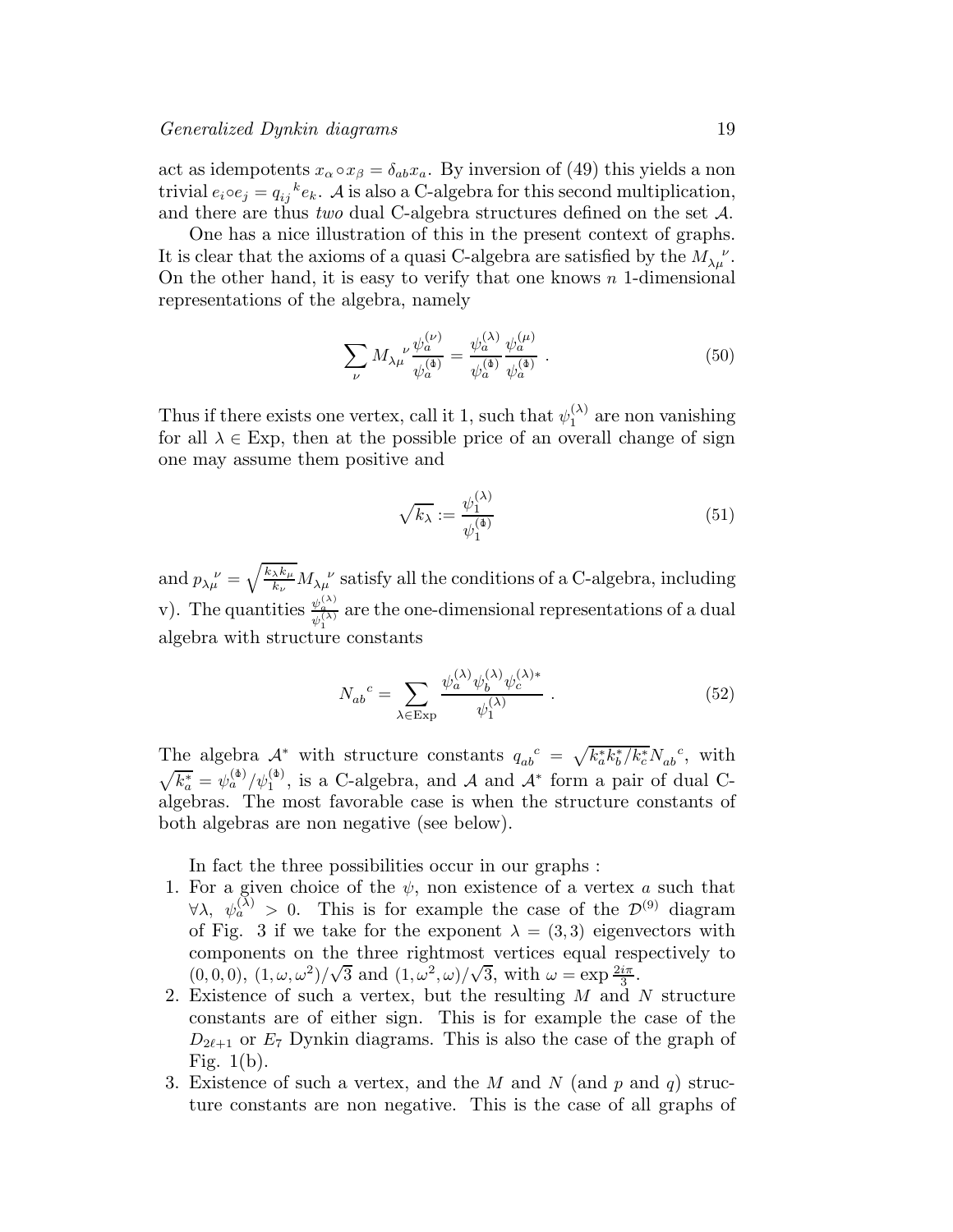act as idempotents $x_\alpha \circ x_\beta = \delta_{ab} x_a$. By inversion of (49) this yields a non trivial $e_i \circ e_j = q_{ij}{}^k e_k$. $\mathcal{A}$ is also a C-algebra for this second multiplication, and there are thus *two* dual C-algebra structures defined on the set $\mathcal{A}$.

One has a nice illustration of this in the present context of graphs. It is clear that the axioms of a quasi C-algebra are satisfied by the $M_{\lambda\mu}{}^\nu$. On the other hand, it is easy to verify that one knows $n$ 1-dimensional representations of the algebra, namely

$$\sum_\nu M_{\lambda\mu}{}^\nu \frac{\psi_a^{(\nu)}}{\psi_a^{(1)}} = \frac{\psi_a^{(\lambda)}}{\psi_a^{(1)}} \frac{\psi_a^{(\mu)}}{\psi_a^{(1)}} \ . \tag{50}$$

Thus if there exists one vertex, call it 1, such that $\psi_1^{(\lambda)}$ are non vanishing for all $\lambda \in \mathrm{Exp}$, then at the possible price of an overall change of sign one may assume them positive and

$$\sqrt{k_\lambda} := \frac{\psi_1^{(\lambda)}}{\psi_1^{(1)}} \tag{51}$$

and $p_{\lambda\mu}{}^\nu = \sqrt{\frac{k_\lambda k_\mu}{k_\nu}} M_{\lambda\mu}{}^\nu$ satisfy all the conditions of a C-algebra, including v). The quantities $\frac{\psi_a^{(\lambda)}}{\psi_1^{(\lambda)}}$ are the one-dimensional representations of a dual algebra with structure constants

$$N_{ab}{}^c = \sum_{\lambda \in \mathrm{Exp}} \frac{\psi_a^{(\lambda)} \psi_b^{(\lambda)} \psi_c^{(\lambda)*}}{\psi_1^{(\lambda)}} \ . \tag{52}$$

The algebra $\mathcal{A}^*$ with structure constants $q_{ab}{}^c = \sqrt{k_a^* k_b^* / k_c^*} N_{ab}{}^c$, with $\sqrt{k_a^*} = \psi_a^{(1)} / \psi_1^{(1)}$, is a C-algebra, and $\mathcal{A}$ and $\mathcal{A}^*$ form a pair of dual C-algebras. The most favorable case is when the structure constants of both algebras are non negative (see below).

In fact the three possibilities occur in our graphs :

1. For a given choice of the $\psi$, non existence of a vertex $a$ such that $\forall \lambda,\ \psi_a^{(\lambda)} > 0$. This is for example the case of the $\mathcal{D}^{(9)}$ diagram of Fig. 3 if we take for the exponent $\lambda = (3,3)$ eigenvectors with components on the three rightmost vertices equal respectively to $(0,0,0)$, $(1,\omega,\omega^2)/\sqrt{3}$ and $(1,\omega^2,\omega)/\sqrt{3}$, with $\omega = \exp \frac{2i\pi}{3}$.
2. Existence of such a vertex, but the resulting $M$ and $N$ structure constants are of either sign. This is for example the case of the $D_{2\ell+1}$ or $E_7$ Dynkin diagrams. This is also the case of the graph of Fig. 1(b).
3. Existence of such a vertex, and the $M$ and $N$ (and $p$ and $q$) structure constants are non negative. This is the case of all graphs of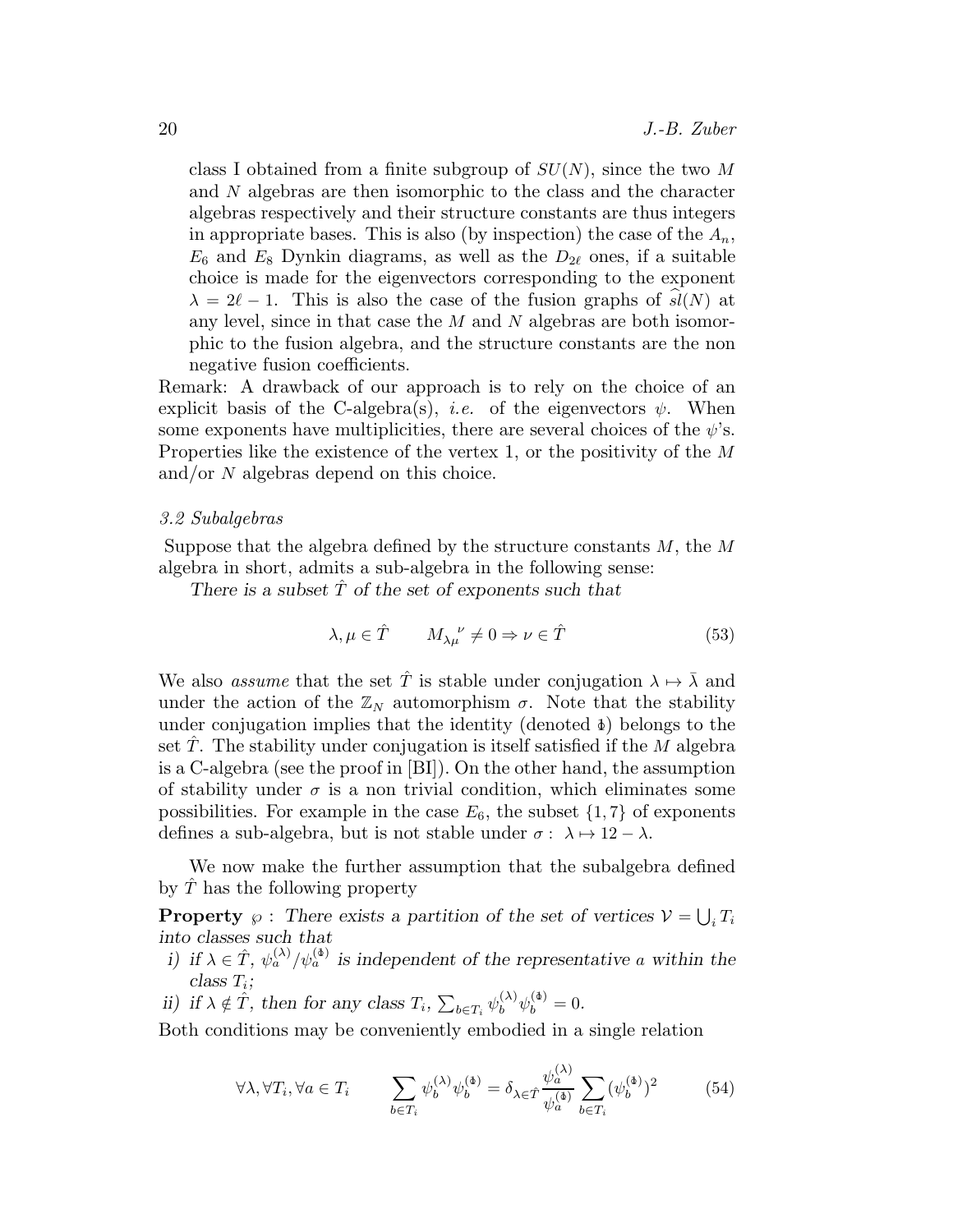class I obtained from a finite subgroup of $SU(N)$, since the two $M$ and $N$ algebras are then isomorphic to the class and the character algebras respectively and their structure constants are thus integers in appropriate bases. This is also (by inspection) the case of the $A_n$, $E_6$ and $E_8$ Dynkin diagrams, as well as the $D_{2\ell}$ ones, if a suitable choice is made for the eigenvectors corresponding to the exponent $\lambda = 2\ell - 1$. This is also the case of the fusion graphs of $\widehat{sl}(N)$ at any level, since in that case the $M$ and $N$ algebras are both isomorphic to the fusion algebra, and the structure constants are the non negative fusion coefficients.

Remark: A drawback of our approach is to rely on the choice of an explicit basis of the C-algebra(s), *i.e.* of the eigenvectors $\psi$. When some exponents have multiplicities, there are several choices of the $\psi$'s. Properties like the existence of the vertex 1, or the positivity of the $M$ and/or $N$ algebras depend on this choice.

### 3.2 Subalgebras

Suppose that the algebra defined by the structure constants $M$, the $M$ algebra in short, admits a sub-algebra in the following sense:

*There is a subset $\hat{T}$ of the set of exponents such that*

$$\lambda, \mu \in \hat{T} \qquad M_{\lambda\mu}{}^{\nu} \neq 0 \Rightarrow \nu \in \hat{T} \tag{53}$$

We also *assume* that the set $\hat{T}$ is stable under conjugation $\lambda \mapsto \bar{\lambda}$ and under the action of the $\mathbb{Z}_N$ automorphism $\sigma$. Note that the stability under conjugation implies that the identity (denoted $1\!\!1$) belongs to the set $\hat{T}$. The stability under conjugation is itself satisfied if the $M$ algebra is a C-algebra (see the proof in [BI]). On the other hand, the assumption of stability under $\sigma$ is a non trivial condition, which eliminates some possibilities. For example in the case $E_6$, the subset $\{1, 7\}$ of exponents defines a sub-algebra, but is not stable under $\sigma: \ \lambda \mapsto 12 - \lambda$.

We now make the further assumption that the subalgebra defined by $\hat{T}$ has the following property

**Property** $\wp$ : *There exists a partition of the set of vertices $\mathcal{V} = \bigcup_i T_i$ into classes such that*

*i) if $\lambda \in \hat{T}$, $\psi_a^{(\lambda)}/\psi_a^{(1\!\!1)}$ is independent of the representative $a$ within the class $T_i$;*

*ii) if $\lambda \notin \hat{T}$, then for any class $T_i$, $\sum_{b \in T_i} \psi_b^{(\lambda)} \psi_b^{(1\!\!1)} = 0$.*

Both conditions may be conveniently embodied in a single relation

$$\forall \lambda, \forall T_i, \forall a \in T_i \qquad \sum_{b \in T_i} \psi_b^{(\lambda)} \psi_b^{(1\!\!1)} = \delta_{\lambda \in \hat{T}} \frac{\psi_a^{(\lambda)}}{\psi_a^{(1\!\!1)}} \sum_{b \in T_i} (\psi_b^{(1\!\!1)})^2 \tag{54}$$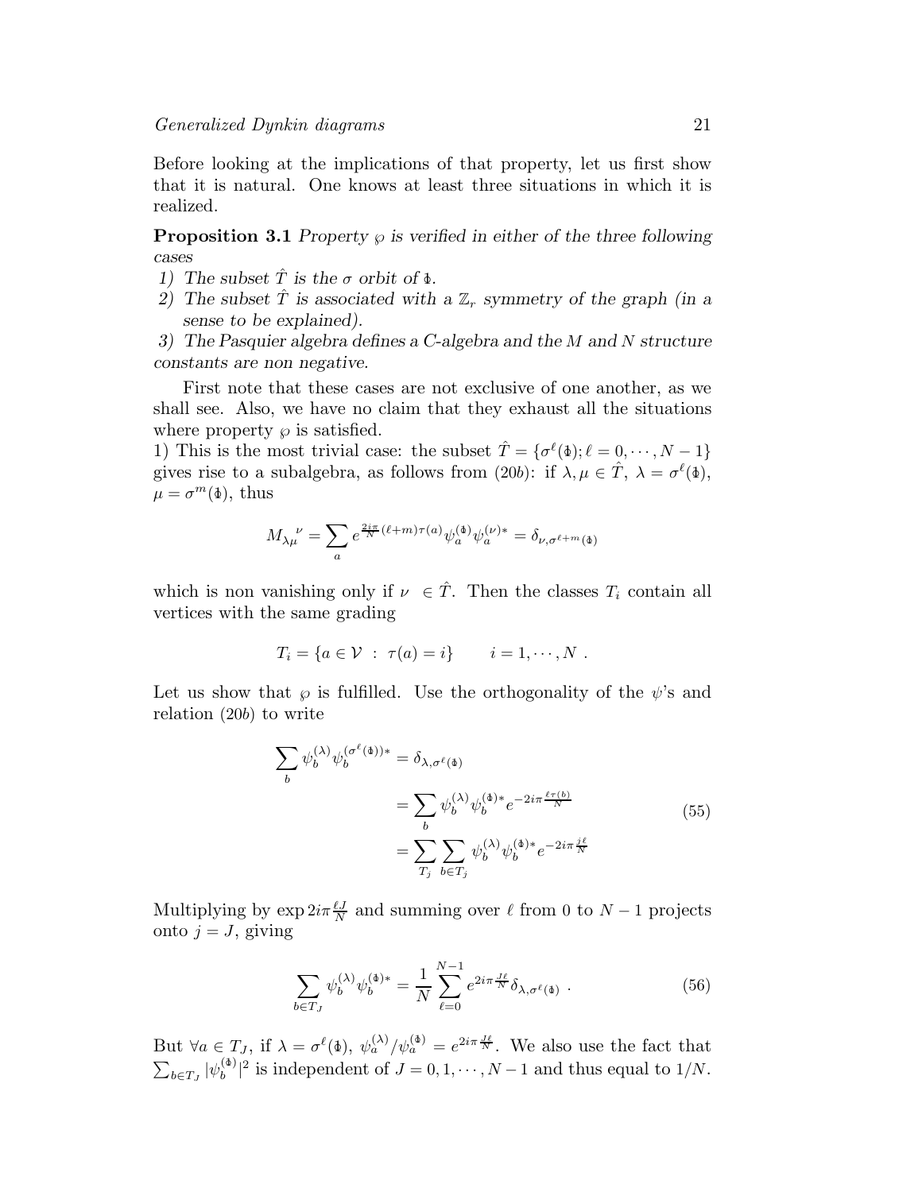Before looking at the implications of that property, let us first show that it is natural. One knows at least three situations in which it is realized.

**Proposition 3.1** *Property $\wp$ is verified in either of the three following cases*

*1) The subset $\hat{T}$ is the $\sigma$ orbit of $1\!\!\!1$.*

*2) The subset $\hat{T}$ is associated with a $\mathbb{Z}_r$ symmetry of the graph (in a sense to be explained).*

*3) The Pasquier algebra defines a C-algebra and the $M$ and $N$ structure constants are non negative.*

First note that these cases are not exclusive of one another, as we shall see. Also, we have no claim that they exhaust all the situations where property $\wp$ is satisfied.

1) This is the most trivial case: the subset $\hat{T} = \{\sigma^\ell(1\!\!\!1); \ell = 0, \cdots, N-1\}$ gives rise to a subalgebra, as follows from (20*b*): if $\lambda, \mu \in \hat{T}$, $\lambda = \sigma^\ell(1\!\!\!1)$, $\mu = \sigma^m(1\!\!\!1)$, thus

$$M_{\lambda\mu}{}^{\nu} = \sum_a e^{\frac{2i\pi}{N}(\ell+m)\tau(a)} \psi_a^{(1\!\!\!1)} \psi_a^{(\nu)*} = \delta_{\nu, \sigma^{\ell+m}(1\!\!\!1)}$$

which is non vanishing only if $\nu \in \hat{T}$. Then the classes $T_i$ contain all vertices with the same grading

$$T_i = \{a \in \mathcal{V} \ : \ \tau(a) = i\} \qquad i = 1, \cdots, N \ .$$

Let us show that $\wp$ is fulfilled. Use the orthogonality of the $\psi$'s and relation (20*b*) to write

$$\begin{aligned}
\sum_b \psi_b^{(\lambda)} \psi_b^{(\sigma^\ell(1\!\!\!1))*} &= \delta_{\lambda, \sigma^\ell(1\!\!\!1)} \\
&= \sum_b \psi_b^{(\lambda)} \psi_b^{(1\!\!\!1)*} e^{-2i\pi \frac{\ell \tau(b)}{N}} \\
&= \sum_{T_j} \sum_{b \in T_j} \psi_b^{(\lambda)} \psi_b^{(1\!\!\!1)*} e^{-2i\pi \frac{j\ell}{N}}
\end{aligned} \tag{55}$$

Multiplying by $\exp 2i\pi \frac{\ell J}{N}$ and summing over $\ell$ from 0 to $N-1$ projects onto $j = J$, giving

$$\sum_{b \in T_J} \psi_b^{(\lambda)} \psi_b^{(1\!\!\!1)*} = \frac{1}{N} \sum_{\ell=0}^{N-1} e^{2i\pi \frac{J\ell}{N}} \delta_{\lambda, \sigma^\ell(1\!\!\!1)} \ . \tag{56}$$

But $\forall a \in T_J$, if $\lambda = \sigma^\ell(1\!\!\!1)$, $\psi_a^{(\lambda)}/\psi_a^{(1\!\!\!1)} = e^{2i\pi \frac{J\ell}{N}}$. We also use the fact that $\sum_{b \in T_J} |\psi_b^{(1\!\!\!1)}|^2$ is independent of $J = 0, 1, \cdots, N-1$ and thus equal to $1/N$.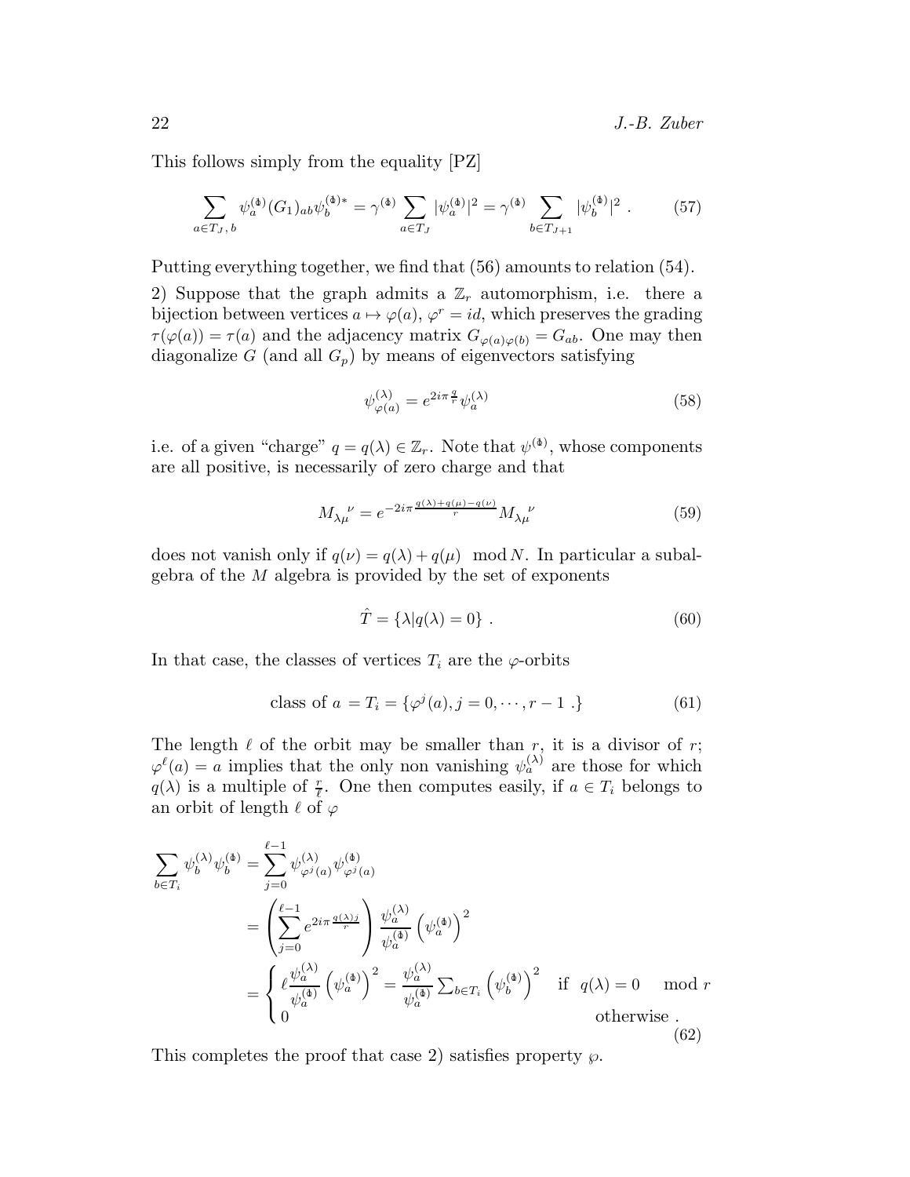This follows simply from the equality [PZ]

$$\sum_{a\in T_J,\,b} \psi_a^{(\Phi)} (G_1)_{ab} \psi_b^{(\Phi)*} = \gamma^{(\Phi)} \sum_{a\in T_J} |\psi_a^{(\Phi)}|^2 = \gamma^{(\Phi)} \sum_{b\in T_{J+1}} |\psi_b^{(\Phi)}|^2 \ . \tag{57}$$

Putting everything together, we find that (56) amounts to relation (54).

2) Suppose that the graph admits a $\mathbb{Z}_r$ automorphism, i.e. there a bijection between vertices $a \mapsto \varphi(a)$, $\varphi^r = id$, which preserves the grading $\tau(\varphi(a)) = \tau(a)$ and the adjacency matrix $G_{\varphi(a)\varphi(b)} = G_{ab}$. One may then diagonalize $G$ (and all $G_p$) by means of eigenvectors satisfying

$$\psi^{(\lambda)}_{\varphi(a)} = e^{2i\pi\frac{q}{r}} \psi^{(\lambda)}_a \tag{58}$$

i.e. of a given "charge" $q = q(\lambda) \in \mathbb{Z}_r$. Note that $\psi^{(\Phi)}$, whose components are all positive, is necessarily of zero charge and that

$$M_{\lambda\mu}{}^{\nu} = e^{-2i\pi\frac{q(\lambda)+q(\mu)-q(\nu)}{r}} M_{\lambda\mu}{}^{\nu} \tag{59}$$

does not vanish only if $q(\nu) = q(\lambda) + q(\mu) \mod N$. In particular a subalgebra of the $M$ algebra is provided by the set of exponents

$$\hat{T} = \{\lambda | q(\lambda) = 0\} \ . \tag{60}$$

In that case, the classes of vertices $T_i$ are the $\varphi$-orbits

$$\text{class of } a = T_i = \{\varphi^j(a), j = 0, \cdots, r-1 \ .\} \tag{61}$$

The length $\ell$ of the orbit may be smaller than $r$, it is a divisor of $r$; $\varphi^\ell(a) = a$ implies that the only non vanishing $\psi^{(\lambda)}_a$ are those for which $q(\lambda)$ is a multiple of $\frac{r}{\ell}$. One then computes easily, if $a \in T_i$ belongs to an orbit of length $\ell$ of $\varphi$

$$\begin{aligned}
\sum_{b\in T_i} \psi^{(\lambda)}_b \psi^{(\Phi)}_b &= \sum_{j=0}^{\ell-1} \psi^{(\lambda)}_{\varphi^j(a)} \psi^{(\Phi)}_{\varphi^j(a)} \\
&= \left( \sum_{j=0}^{\ell-1} e^{2i\pi\frac{q(\lambda)j}{r}} \right) \frac{\psi^{(\lambda)}_a}{\psi^{(\Phi)}_a} \left(\psi^{(\Phi)}_a\right)^2 \\
&= \begin{cases} \ell \dfrac{\psi^{(\lambda)}_a}{\psi^{(\Phi)}_a} \left(\psi^{(\Phi)}_a\right)^2 = \dfrac{\psi^{(\lambda)}_a}{\psi^{(\Phi)}_a} \sum_{b\in T_i} \left(\psi^{(\Phi)}_b\right)^2 & \text{if } \ q(\lambda) = 0 \mod r \\ 0 & \text{otherwise} \ . \end{cases}
\end{aligned} \tag{62}$$

This completes the proof that case 2) satisfies property $\wp$.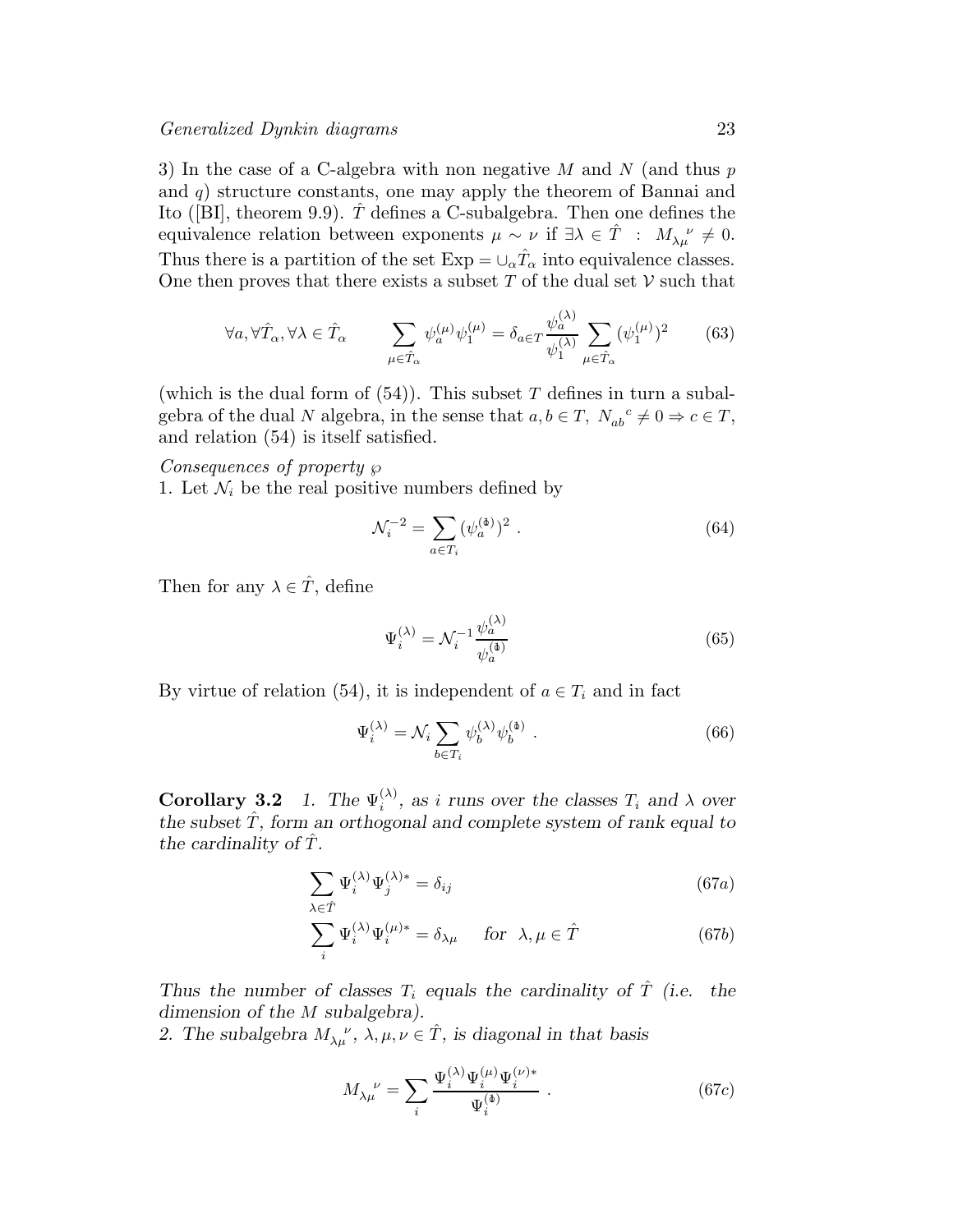3) In the case of a C-algebra with non negative $M$ and $N$ (and thus $p$ and $q$) structure constants, one may apply the theorem of Bannai and Ito ([BI], theorem 9.9). $\hat{T}$ defines a C-subalgebra. Then one defines the equivalence relation between exponents $\mu \sim \nu$ if $\exists \lambda \in \hat{T} \;:\; M_{\lambda\mu}{}^{\nu} \neq 0$. Thus there is a partition of the set $\mathrm{Exp} = \cup_\alpha \hat{T}_\alpha$ into equivalence classes. One then proves that there exists a subset $T$ of the dual set $\mathcal{V}$ such that

$$\forall a, \forall \hat{T}_\alpha, \forall \lambda \in \hat{T}_\alpha \qquad \sum_{\mu \in \hat{T}_\alpha} \psi_a^{(\mu)} \psi_1^{(\mu)} = \delta_{a \in T} \frac{\psi_a^{(\lambda)}}{\psi_1^{(\lambda)}} \sum_{\mu \in \hat{T}_\alpha} (\psi_1^{(\mu)})^2 \tag{63}$$

(which is the dual form of (54)). This subset $T$ defines in turn a subalgebra of the dual $N$ algebra, in the sense that $a, b \in T,\ N_{ab}{}^{c} \neq 0 \Rightarrow c \in T$, and relation (54) is itself satisfied.

*Consequences of property* $\wp$

1. Let $\mathcal{N}_i$ be the real positive numbers defined by

$$\mathcal{N}_i^{-2} = \sum_{a \in T_i} (\psi_a^{(1)})^2 \ . \tag{64}$$

Then for any $\lambda \in \hat{T}$, define

$$\Psi_i^{(\lambda)} = \mathcal{N}_i^{-1} \frac{\psi_a^{(\lambda)}}{\psi_a^{(1)}} \tag{65}$$

By virtue of relation (54), it is independent of $a \in T_i$ and in fact

$$\Psi_i^{(\lambda)} = \mathcal{N}_i \sum_{b \in T_i} \psi_b^{(\lambda)} \psi_b^{(1)} \ . \tag{66}$$

**Corollary 3.2** *1. The $\Psi_i^{(\lambda)}$, as $i$ runs over the classes $T_i$ and $\lambda$ over the subset $\hat{T}$, form an orthogonal and complete system of rank equal to the cardinality of $\hat{T}$.*

$$\sum_{\lambda \in \hat{T}} \Psi_i^{(\lambda)} \Psi_j^{(\lambda)*} = \delta_{ij} \tag{67a}$$

$$\sum_{i} \Psi_i^{(\lambda)} \Psi_i^{(\mu)*} = \delta_{\lambda\mu} \qquad \text{for} \ \ \lambda, \mu \in \hat{T} \tag{67b}$$

*Thus the number of classes $T_i$ equals the cardinality of $\hat{T}$ (i.e. the dimension of the $M$ subalgebra).*

*2. The subalgebra $M_{\lambda\mu}{}^{\nu}$, $\lambda, \mu, \nu \in \hat{T}$, is diagonal in that basis*

$$M_{\lambda\mu}{}^{\nu} = \sum_i \frac{\Psi_i^{(\lambda)} \Psi_i^{(\mu)} \Psi_i^{(\nu)*}}{\Psi_i^{(1)}} \ . \tag{67c}$$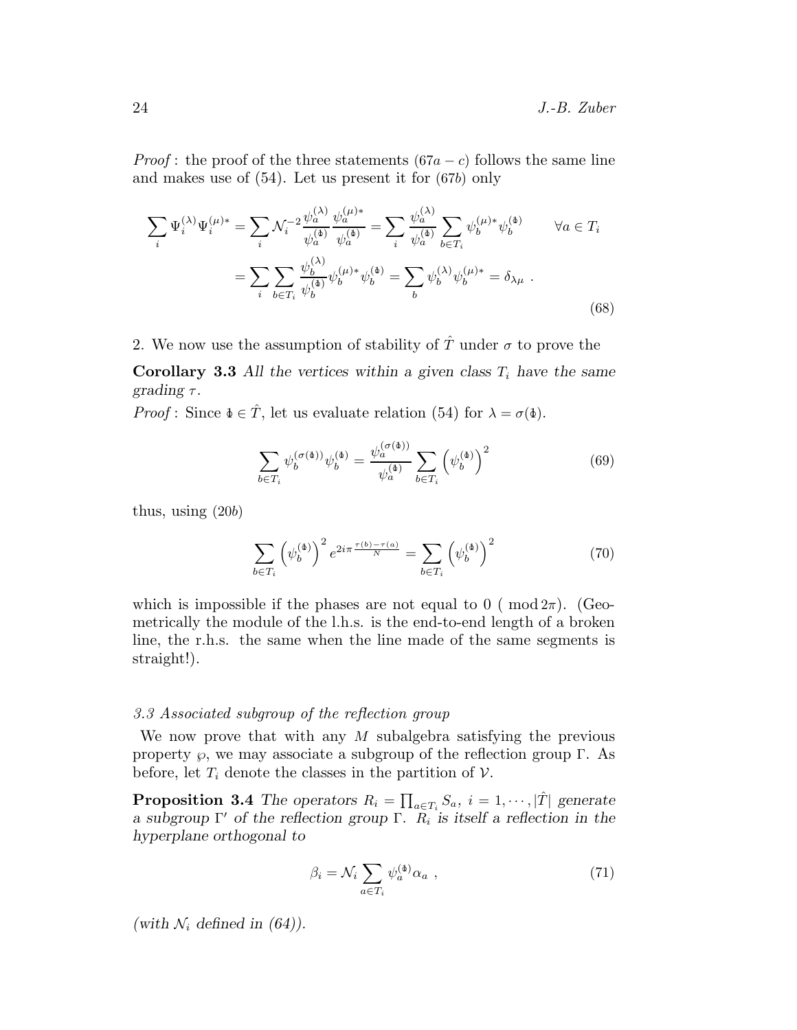*Proof* : the proof of the three statements (67$a-c$) follows the same line and makes use of (54). Let us present it for (67$b$) only

$$
\begin{aligned}
\sum_i \Psi_i^{(\lambda)} \Psi_i^{(\mu)*} &= \sum_i \mathcal{N}_i^{-2} \frac{\psi_a^{(\lambda)}}{\psi_a^{(\mathbb{1})}} \frac{\psi_a^{(\mu)*}}{\psi_a^{(\mathbb{1})}} = \sum_i \frac{\psi_a^{(\lambda)}}{\psi_a^{(\mathbb{1})}} \sum_{b \in T_i} \psi_b^{(\mu)*} \psi_b^{(\mathbb{1})} \qquad \forall a \in T_i \\
&= \sum_i \sum_{b \in T_i} \frac{\psi_b^{(\lambda)}}{\psi_b^{(\mathbb{1})}} \psi_b^{(\mu)*} \psi_b^{(\mathbb{1})} = \sum_b \psi_b^{(\lambda)} \psi_b^{(\mu)*} = \delta_{\lambda\mu} \ .
\end{aligned} \tag{68}
$$

2. We now use the assumption of stability of $\hat{T}$ under $\sigma$ to prove the

**Corollary 3.3** *All the vertices within a given class $T_i$ have the same grading $\tau$.*

*Proof* : Since $\mathbb{1} \in \hat{T}$, let us evaluate relation (54) for $\lambda = \sigma(\mathbb{1})$.

$$
\sum_{b \in T_i} \psi_b^{(\sigma(\mathbb{1}))} \psi_b^{(\mathbb{1})} = \frac{\psi_a^{(\sigma(\mathbb{1}))}}{\psi_a^{(\mathbb{1})}} \sum_{b \in T_i} \left( \psi_b^{(\mathbb{1})} \right)^2 \tag{69}
$$

thus, using (20$b$)

$$
\sum_{b \in T_i} \left( \psi_b^{(\mathbb{1})} \right)^2 e^{2i\pi \frac{\tau(b)-\tau(a)}{N}} = \sum_{b \in T_i} \left( \psi_b^{(\mathbb{1})} \right)^2 \tag{70}
$$

which is impossible if the phases are not equal to 0 ( $\mathrm{mod}\, 2\pi$). (Geometrically the module of the l.h.s. is the end-to-end length of a broken line, the r.h.s. the same when the line made of the same segments is straight!).

### *3.3 Associated subgroup of the reflection group*

We now prove that with any $M$ subalgebra satisfying the previous property $\wp$, we may associate a subgroup of the reflection group $\Gamma$. As before, let $T_i$ denote the classes in the partition of $\mathcal{V}$.

**Proposition 3.4** *The operators $R_i = \prod_{a \in T_i} S_a$, $i = 1, \cdots, |\hat{T}|$ generate a subgroup $\Gamma'$ of the reflection group $\Gamma$. $R_i$ is itself a reflection in the hyperplane orthogonal to*

$$
\beta_i = \mathcal{N}_i \sum_{a \in T_i} \psi_a^{(\mathbb{1})} \alpha_a \ , \tag{71}
$$

*(with $\mathcal{N}_i$ defined in (64)).*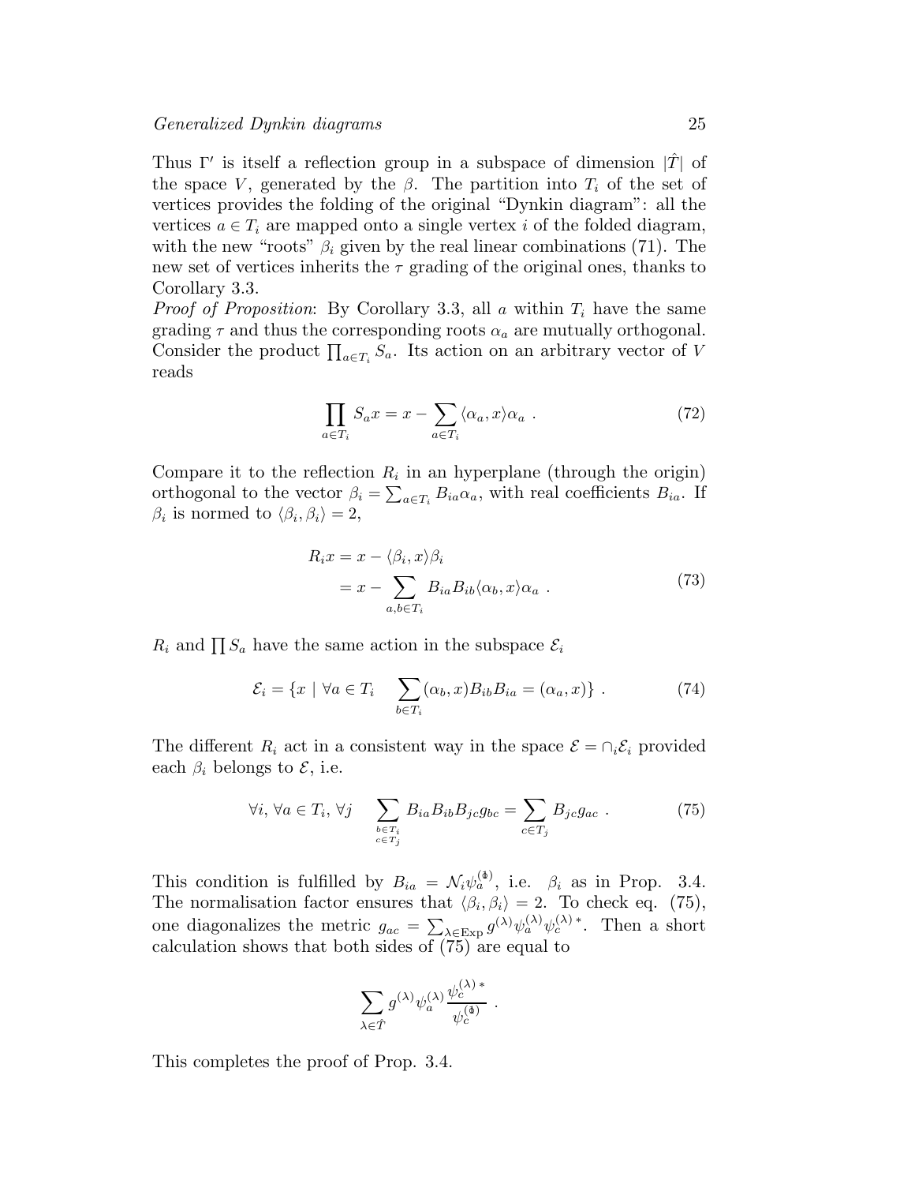Thus $\Gamma'$ is itself a reflection group in a subspace of dimension $|\hat{T}|$ of the space $V$, generated by the $\beta$. The partition into $T_i$ of the set of vertices provides the folding of the original "Dynkin diagram": all the vertices $a \in T_i$ are mapped onto a single vertex $i$ of the folded diagram, with the new "roots" $\beta_i$ given by the real linear combinations (71). The new set of vertices inherits the $\tau$ grading of the original ones, thanks to Corollary 3.3.

*Proof of Proposition*: By Corollary 3.3, all $a$ within $T_i$ have the same grading $\tau$ and thus the corresponding roots $\alpha_a$ are mutually orthogonal. Consider the product $\prod_{a\in T_i} S_a$. Its action on an arbitrary vector of $V$ reads

$$\prod_{a\in T_i} S_a x = x - \sum_{a\in T_i} \langle \alpha_a, x\rangle \alpha_a \ . \tag{72}$$

Compare it to the reflection $R_i$ in an hyperplane (through the origin) orthogonal to the vector $\beta_i = \sum_{a\in T_i} B_{ia}\alpha_a$, with real coefficients $B_{ia}$. If $\beta_i$ is normed to $\langle \beta_i, \beta_i\rangle = 2$,

$$\begin{aligned} R_i x &= x - \langle \beta_i, x\rangle \beta_i \\ &= x - \sum_{a,b\in T_i} B_{ia}B_{ib}\langle \alpha_b, x\rangle \alpha_a \ . \end{aligned} \tag{73}$$

$R_i$ and $\prod S_a$ have the same action in the subspace $\mathcal{E}_i$

$$\mathcal{E}_i = \{x \mid \forall a \in T_i \quad \sum_{b\in T_i} (\alpha_b, x) B_{ib} B_{ia} = (\alpha_a, x)\} \ . \tag{74}$$

The different $R_i$ act in a consistent way in the space $\mathcal{E} = \cap_i \mathcal{E}_i$ provided each $\beta_i$ belongs to $\mathcal{E}$, i.e.

$$\forall i,\, \forall a \in T_i,\, \forall j \quad \sum_{\substack{b\in T_i \\ c\in T_j}} B_{ia}B_{ib}B_{jc}g_{bc} = \sum_{c\in T_j} B_{jc}g_{ac} \ . \tag{75}$$

This condition is fulfilled by $B_{ia} = \mathcal{N}_i \psi_a^{(1)}$, i.e. $\beta_i$ as in Prop. 3.4. The normalisation factor ensures that $\langle \beta_i, \beta_i\rangle = 2$. To check eq. (75), one diagonalizes the metric $g_{ac} = \sum_{\lambda\in \mathrm{Exp}} g^{(\lambda)}\psi_a^{(\lambda)}\psi_c^{(\lambda)\,*}$. Then a short calculation shows that both sides of (75) are equal to

$$\sum_{\lambda\in\hat{T}} g^{(\lambda)}\psi_a^{(\lambda)} \frac{\psi_c^{(\lambda)\,*}}{\psi_c^{(1)}} \ .$$

This completes the proof of Prop. 3.4.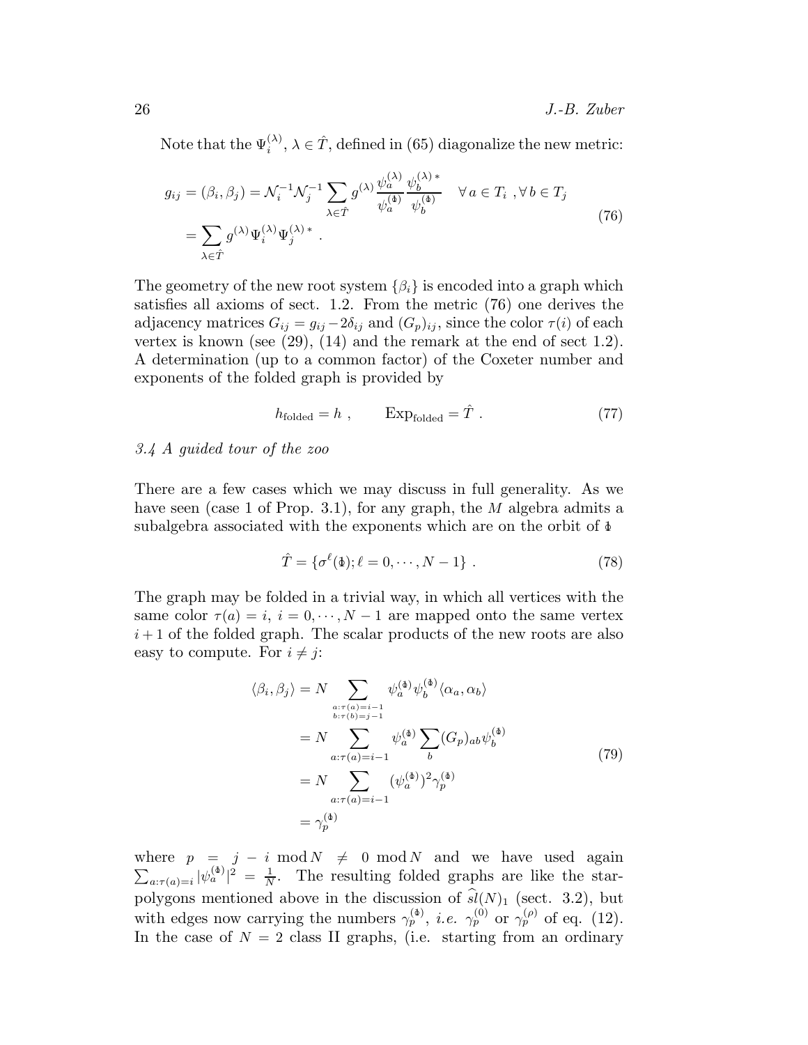Note that the $\Psi_i^{(\lambda)}$, $\lambda \in \hat{T}$, defined in (65) diagonalize the new metric:

$$
\begin{aligned}
g_{ij} = (\beta_i, \beta_j) &= \mathcal{N}_i^{-1}\mathcal{N}_j^{-1} \sum_{\lambda\in\hat{T}} g^{(\lambda)} \frac{\psi_a^{(\lambda)}}{\psi_a^{(\mathbf{1})}} \frac{\psi_b^{(\lambda)\,*}}{\psi_b^{(\mathbf{1})}} \quad \forall\, a \in T_i \;, \forall\, b \in T_j \\
&= \sum_{\lambda\in\hat{T}} g^{(\lambda)} \Psi_i^{(\lambda)} \Psi_j^{(\lambda)\,*} \;.
\end{aligned}
\tag{76}
$$

The geometry of the new root system $\{\beta_i\}$ is encoded into a graph which satisfies all axioms of sect. 1.2. From the metric (76) one derives the adjacency matrices $G_{ij} = g_{ij} - 2\delta_{ij}$ and $(G_p)_{ij}$, since the color $\tau(i)$ of each vertex is known (see (29), (14) and the remark at the end of sect 1.2). A determination (up to a common factor) of the Coxeter number and exponents of the folded graph is provided by

$$
h_{\rm folded} = h \;, \qquad {\rm Exp}_{\rm folded} = \hat{T} \;.
\tag{77}
$$

*3.4 A guided tour of the zoo*

There are a few cases which we may discuss in full generality. As we have seen (case 1 of Prop. 3.1), for any graph, the $M$ algebra admits a subalgebra associated with the exponents which are on the orbit of $\mathbf{1}$

$$
\hat{T} = \{\sigma^\ell(\mathbf{1}); \ell = 0, \cdots, N-1\} \;.
\tag{78}
$$

The graph may be folded in a trivial way, in which all vertices with the same color $\tau(a) = i$, $i = 0, \cdots, N-1$ are mapped onto the same vertex $i+1$ of the folded graph. The scalar products of the new roots are also easy to compute. For $i \neq j$:

$$
\begin{aligned}
\langle \beta_i, \beta_j \rangle &= N \sum_{\substack{a:\tau(a)=i-1 \\ b:\tau(b)=j-1}} \psi_a^{(\mathbf{1})} \psi_b^{(\mathbf{1})} \langle \alpha_a, \alpha_b \rangle \\
&= N \sum_{a:\tau(a)=i-1} \psi_a^{(\mathbf{1})} \sum_b (G_p)_{ab} \psi_b^{(\mathbf{1})} \\
&= N \sum_{a:\tau(a)=i-1} (\psi_a^{(\mathbf{1})})^2 \gamma_p^{(\mathbf{1})} \\
&= \gamma_p^{(\mathbf{1})}
\end{aligned}
\tag{79}
$$

where $p = j - i \bmod N \neq 0 \bmod N$ and we have used again $\sum_{a:\tau(a)=i} |\psi_a^{(\mathbf{1})}|^2 = \frac{1}{N}$. The resulting folded graphs are like the star-polygons mentioned above in the discussion of $\widehat{sl}(N)_1$ (sect. 3.2), but with edges now carrying the numbers $\gamma_p^{(\mathbf{1})}$, *i.e.* $\gamma_p^{(0)}$ or $\gamma_p^{(\rho)}$ of eq. (12). In the case of $N = 2$ class II graphs, (i.e. starting from an ordinary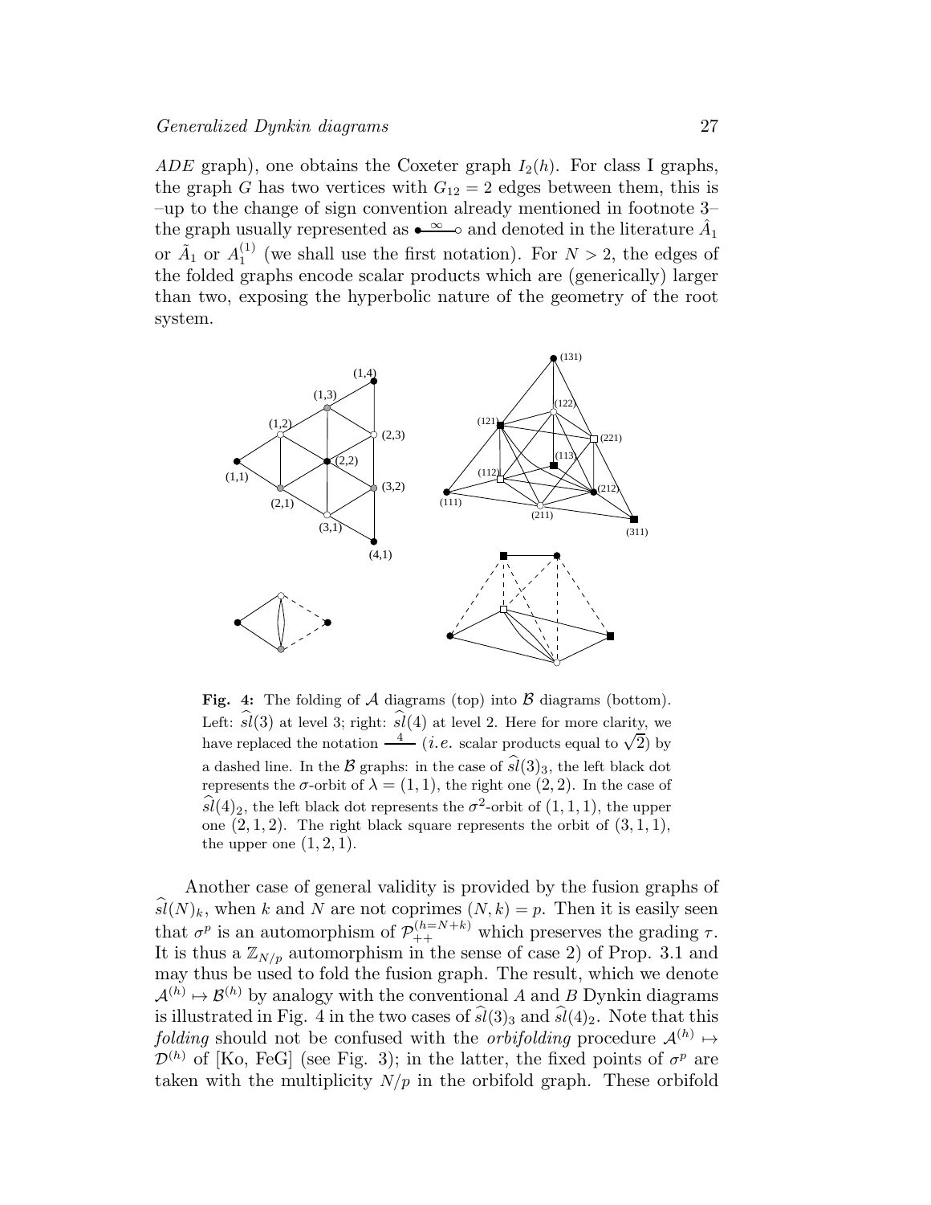*ADE* graph), one obtains the Coxeter graph $I_2(h)$. For class I graphs, the graph $G$ has two vertices with $G_{12} = 2$ edges between them, this is –up to the change of sign convention already mentioned in footnote 3– the graph usually represented as $\bullet\!\overset{\infty}{\text{—}}\!\circ$ and denoted in the literature $\hat{A}_1$ or $\tilde{A}_1$ or $A_1^{(1)}$ (we shall use the first notation). For $N > 2$, the edges of the folded graphs encode scalar products which are (generically) larger than two, exposing the hyperbolic nature of the geometry of the root system.

**Fig. 4:** The folding of $\mathcal{A}$ diagrams (top) into $\mathcal{B}$ diagrams (bottom). Left: $\widehat{sl}(3)$ at level 3; right: $\widehat{sl}(4)$ at level 2. Here for more clarity, we have replaced the notation $\overset{4}{\text{—}}$ (*i.e.* scalar products equal to $\sqrt{2}$) by a dashed line. In the $\mathcal{B}$ graphs: in the case of $\widehat{sl}(3)_3$, the left black dot represents the $\sigma$-orbit of $\lambda = (1,1)$, the right one $(2,2)$. In the case of $\widehat{sl}(4)_2$, the left black dot represents the $\sigma^2$-orbit of $(1,1,1)$, the upper one $(2,1,2)$. The right black square represents the orbit of $(3,1,1)$, the upper one $(1,2,1)$.

Another case of general validity is provided by the fusion graphs of $\widehat{sl}(N)_k$, when $k$ and $N$ are not coprimes $(N,k) = p$. Then it is easily seen that $\sigma^p$ is an automorphism of $\mathcal{P}_{++}^{(h=N+k)}$ which preserves the grading $\tau$. It is thus a $\mathbb{Z}_{N/p}$ automorphism in the sense of case 2) of Prop. 3.1 and may thus be used to fold the fusion graph. The result, which we denote $\mathcal{A}^{(h)} \mapsto \mathcal{B}^{(h)}$ by analogy with the conventional $A$ and $B$ Dynkin diagrams is illustrated in Fig. 4 in the two cases of $\widehat{sl}(3)_3$ and $\widehat{sl}(4)_2$. Note that this *folding* should not be confused with the *orbifolding* procedure $\mathcal{A}^{(h)} \mapsto \mathcal{D}^{(h)}$ of [Ko, FeG] (see Fig. 3); in the latter, the fixed points of $\sigma^p$ are taken with the multiplicity $N/p$ in the orbifold graph. These orbifold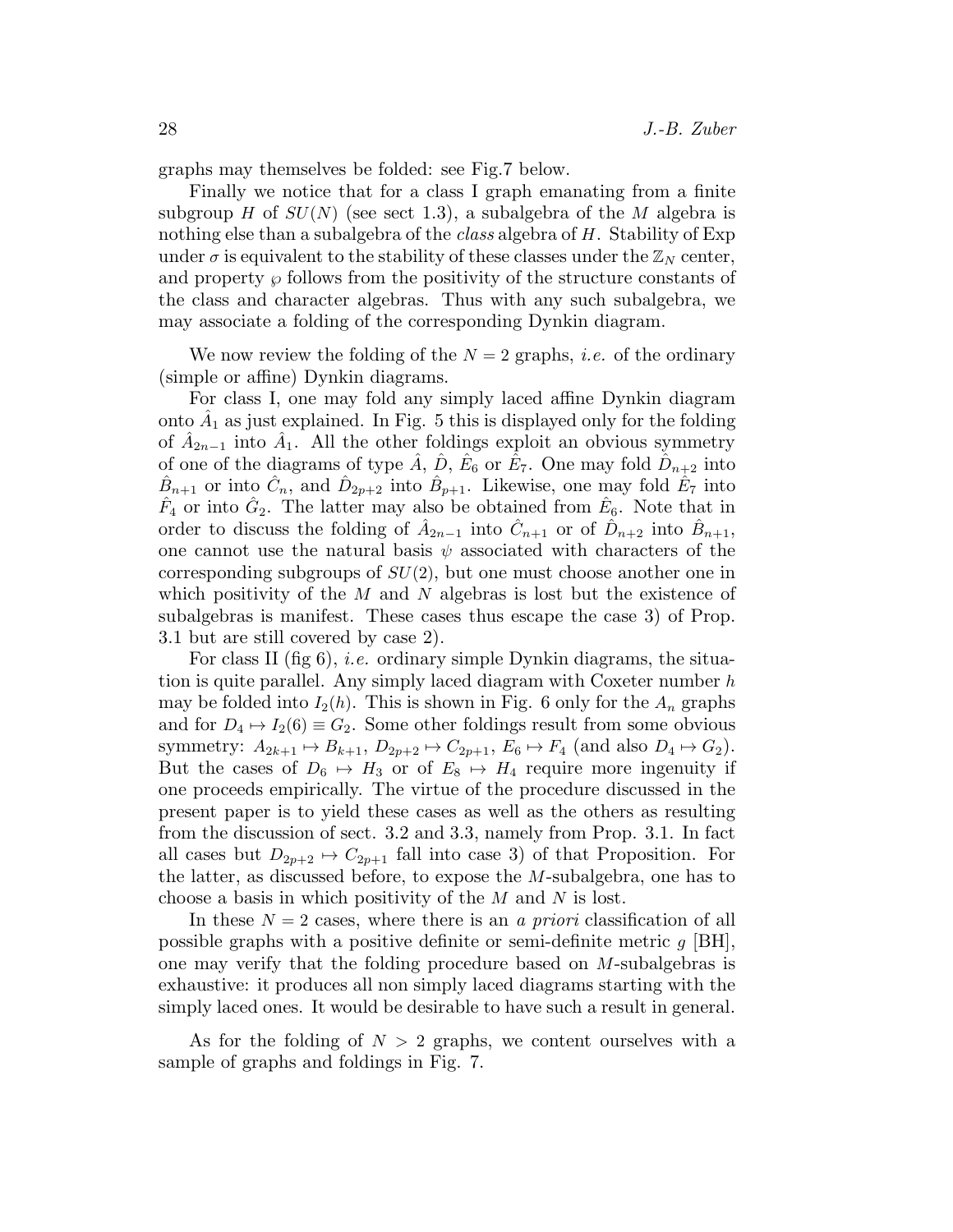graphs may themselves be folded: see Fig.7 below.

Finally we notice that for a class I graph emanating from a finite subgroup $H$ of $SU(N)$ (see sect 1.3), a subalgebra of the $M$ algebra is nothing else than a subalgebra of the *class* algebra of $H$. Stability of Exp under $\sigma$ is equivalent to the stability of these classes under the $\mathbb{Z}_N$ center, and property $\wp$ follows from the positivity of the structure constants of the class and character algebras. Thus with any such subalgebra, we may associate a folding of the corresponding Dynkin diagram.

We now review the folding of the $N = 2$ graphs, *i.e.* of the ordinary (simple or affine) Dynkin diagrams.

For class I, one may fold any simply laced affine Dynkin diagram onto $\hat{A}_1$ as just explained. In Fig. 5 this is displayed only for the folding of $\hat{A}_{2n-1}$ into $\hat{A}_1$. All the other foldings exploit an obvious symmetry of one of the diagrams of type $\hat{A}$, $\hat{D}$, $\hat{E}_6$ or $\hat{E}_7$. One may fold $\hat{D}_{n+2}$ into $\hat{B}_{n+1}$ or into $\hat{C}_n$, and $\hat{D}_{2p+2}$ into $\hat{B}_{p+1}$. Likewise, one may fold $\hat{E}_7$ into $\hat{F}_4$ or into $\hat{G}_2$. The latter may also be obtained from $\hat{E}_6$. Note that in order to discuss the folding of $\hat{A}_{2n-1}$ into $\hat{C}_{n+1}$ or of $\hat{D}_{n+2}$ into $\hat{B}_{n+1}$, one cannot use the natural basis $\psi$ associated with characters of the corresponding subgroups of $SU(2)$, but one must choose another one in which positivity of the $M$ and $N$ algebras is lost but the existence of subalgebras is manifest. These cases thus escape the case 3) of Prop. 3.1 but are still covered by case 2).

For class II (fig 6), *i.e.* ordinary simple Dynkin diagrams, the situation is quite parallel. Any simply laced diagram with Coxeter number $h$ may be folded into $I_2(h)$. This is shown in Fig. 6 only for the $A_n$ graphs and for $D_4 \mapsto I_2(6) \equiv G_2$. Some other foldings result from some obvious symmetry: $A_{2k+1} \mapsto B_{k+1}$, $D_{2p+2} \mapsto C_{2p+1}$, $E_6 \mapsto F_4$ (and also $D_4 \mapsto G_2$). But the cases of $D_6 \mapsto H_3$ or of $E_8 \mapsto H_4$ require more ingenuity if one proceeds empirically. The virtue of the procedure discussed in the present paper is to yield these cases as well as the others as resulting from the discussion of sect. 3.2 and 3.3, namely from Prop. 3.1. In fact all cases but $D_{2p+2} \mapsto C_{2p+1}$ fall into case 3) of that Proposition. For the latter, as discussed before, to expose the $M$-subalgebra, one has to choose a basis in which positivity of the $M$ and $N$ is lost.

In these $N = 2$ cases, where there is an *a priori* classification of all possible graphs with a positive definite or semi-definite metric $g$ [BH], one may verify that the folding procedure based on $M$-subalgebras is exhaustive: it produces all non simply laced diagrams starting with the simply laced ones. It would be desirable to have such a result in general.

As for the folding of $N > 2$ graphs, we content ourselves with a sample of graphs and foldings in Fig. 7.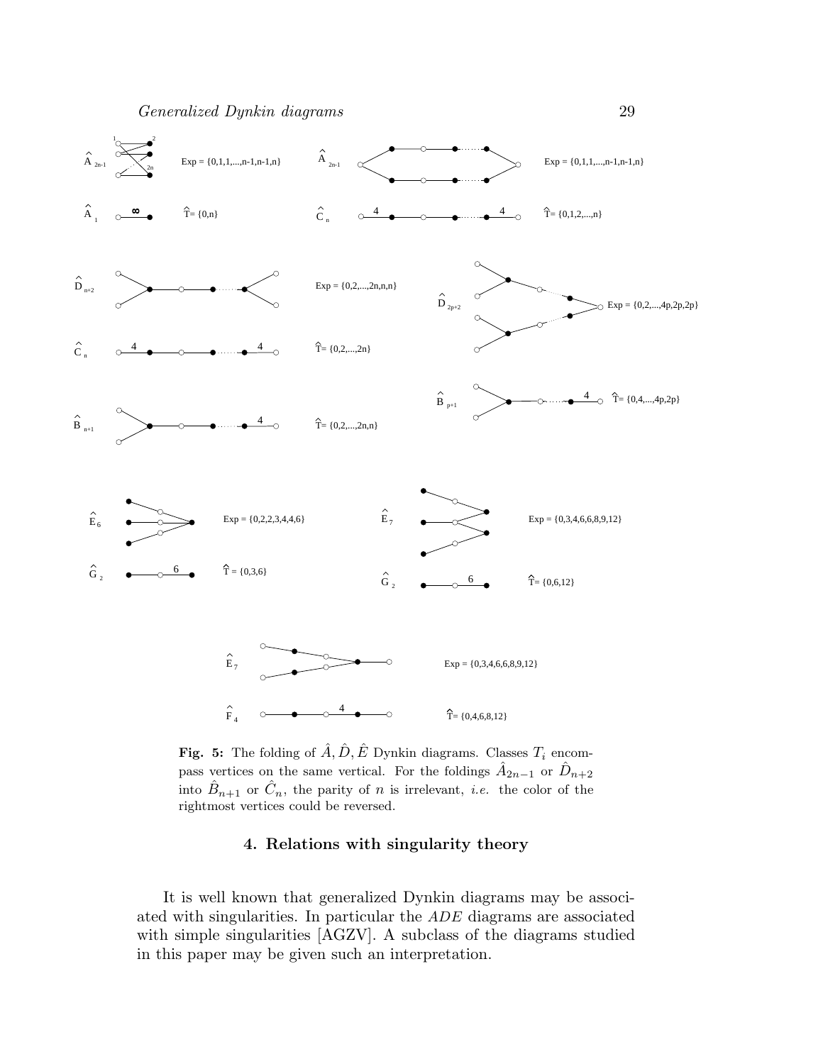**Fig. 5:** The folding of $\hat{A}, \hat{D}, \hat{E}$ Dynkin diagrams. Classes $T_i$ encompass vertices on the same vertical. For the foldings $\hat{A}_{2n-1}$ or $\hat{D}_{n+2}$ into $\hat{B}_{n+1}$ or $\hat{C}_n$, the parity of $n$ is irrelevant, *i.e.* the color of the rightmost vertices could be reversed.

## 4. Relations with singularity theory

It is well known that generalized Dynkin diagrams may be associated with singularities. In particular the *ADE* diagrams are associated with simple singularities [AGZV]. A subclass of the diagrams studied in this paper may be given such an interpretation.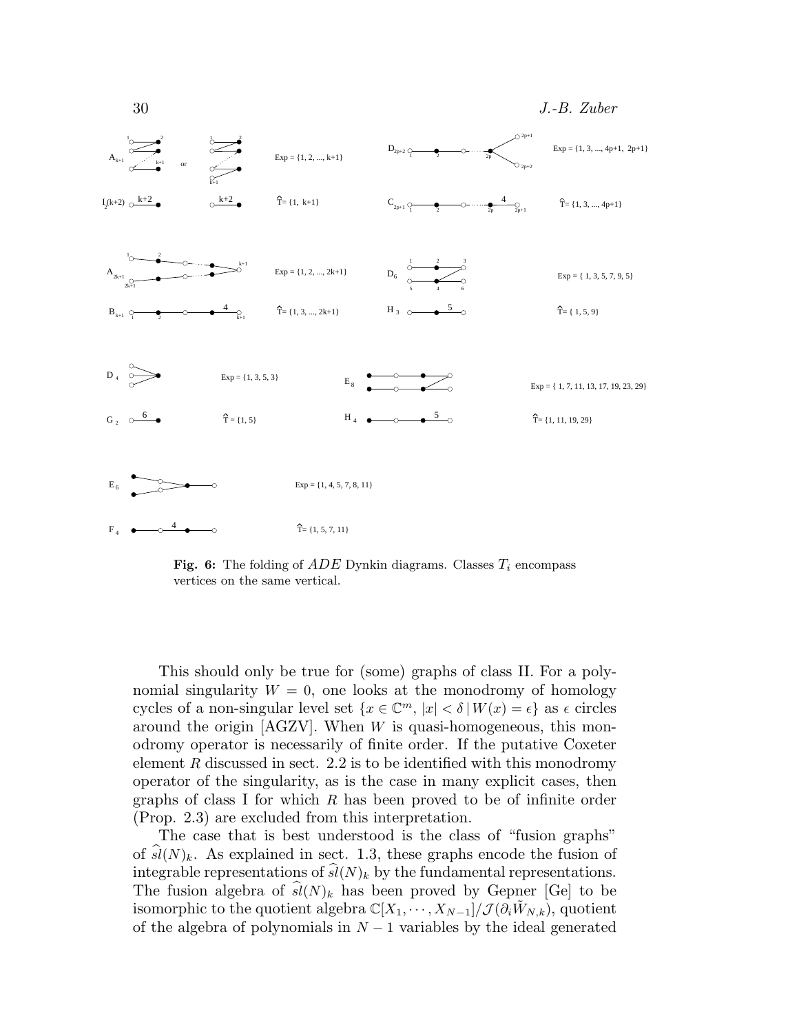**Fig. 6:** The folding of $ADE$ Dynkin diagrams. Classes $T_i$ encompass vertices on the same vertical.

This should only be true for (some) graphs of class II. For a polynomial singularity $W = 0$, one looks at the monodromy of homology cycles of a non-singular level set $\{x \in \mathbb{C}^m, |x| < \delta \,|\, W(x) = \epsilon\}$ as $\epsilon$ circles around the origin [AGZV]. When $W$ is quasi-homogeneous, this monodromy operator is necessarily of finite order. If the putative Coxeter element $R$ discussed in sect. 2.2 is to be identified with this monodromy operator of the singularity, as is the case in many explicit cases, then graphs of class I for which $R$ has been proved to be of infinite order (Prop. 2.3) are excluded from this interpretation.

The case that is best understood is the class of "fusion graphs" of $\widehat{sl}(N)_k$. As explained in sect. 1.3, these graphs encode the fusion of integrable representations of $\widehat{sl}(N)_k$ by the fundamental representations. The fusion algebra of $\widehat{sl}(N)_k$ has been proved by Gepner [Ge] to be isomorphic to the quotient algebra $\mathbb{C}[X_1, \cdots, X_{N-1}]/\mathcal{J}(\partial_i \tilde{W}_{N,k})$, quotient of the algebra of polynomials in $N-1$ variables by the ideal generated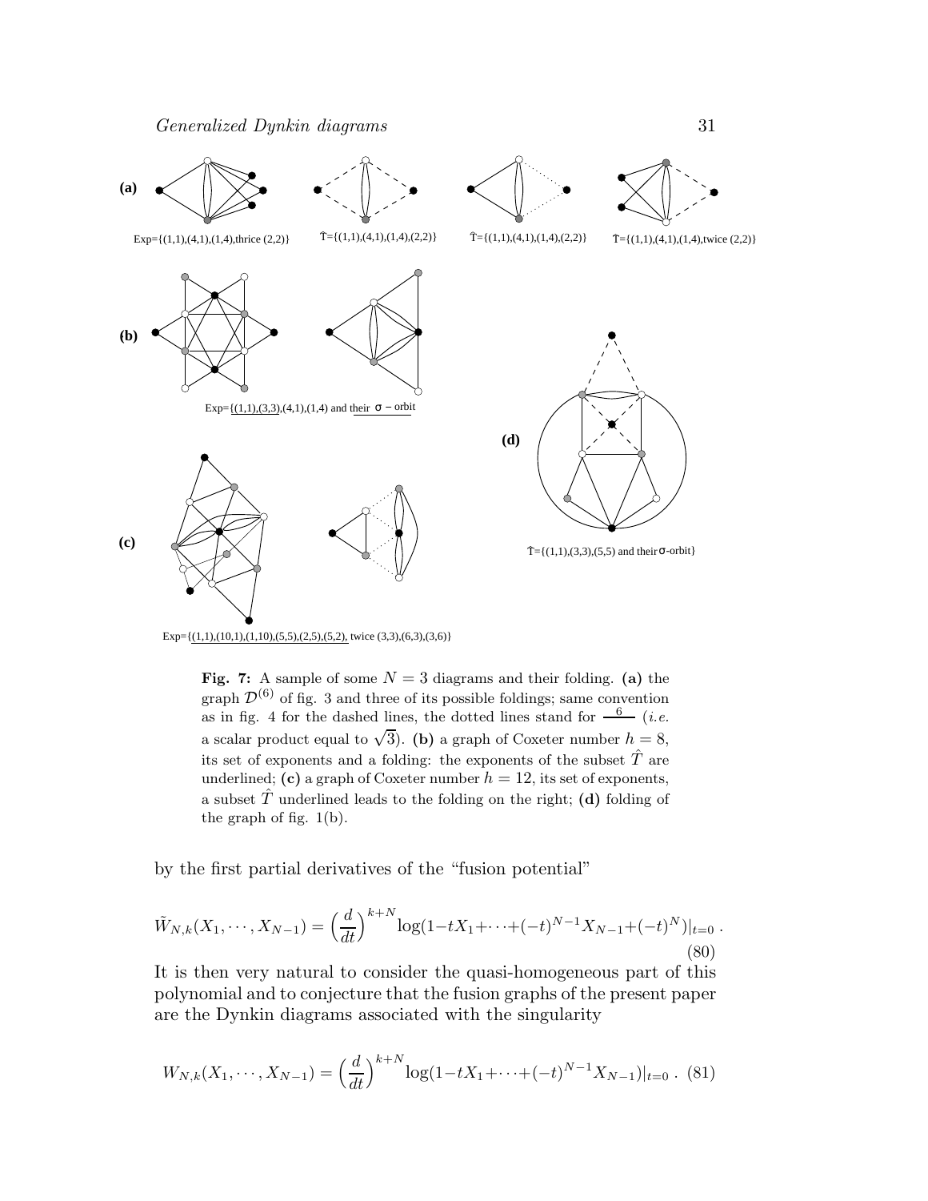(a)

Exp={(1,1),(4,1),(1,4),thrice (2,2)}

$\hat{T}$={(1,1),(4,1),(1,4),(2,2)}

$\hat{T}$={(1,1),(4,1),(1,4),(2,2)}

$\hat{T}$={(1,1),(4,1),(1,4),twice (2,2)}

(b)

Exp={(1,1),(3,3),(4,1),(1,4) and their σ − orbit

(d)

$\hat{T}$={(1,1),(3,3),(5,5) and their σ-orbit}

(c)

Exp={(1,1),(10,1),(1,10),(5,5),(2,5),(5,2), twice (3,3),(6,3),(3,6)}

**Fig. 7:** A sample of some $N = 3$ diagrams and their folding. **(a)** the graph $\mathcal{D}^{(6)}$ of fig. 3 and three of its possible foldings; same convention as in fig. 4 for the dashed lines, the dotted lines stand for $\overset{6}{\text{—}}$ (*i.e.* a scalar product equal to $\sqrt{3}$). **(b)** a graph of Coxeter number $h = 8$, its set of exponents and a folding: the exponents of the subset $\hat{T}$ are underlined; **(c)** a graph of Coxeter number $h = 12$, its set of exponents, a subset $\hat{T}$ underlined leads to the folding on the right; **(d)** folding of the graph of fig. 1(b).

by the first partial derivatives of the "fusion potential"

$$\tilde{W}_{N,k}(X_1, \cdots, X_{N-1}) = \left(\frac{d}{dt}\right)^{k+N} \log(1 - tX_1 + \cdots + (-t)^{N-1}X_{N-1} + (-t)^N)|_{t=0} \,. \tag{80}$$

It is then very natural to consider the quasi-homogeneous part of this polynomial and to conjecture that the fusion graphs of the present paper are the Dynkin diagrams associated with the singularity

$$W_{N,k}(X_1, \cdots, X_{N-1}) = \left(\frac{d}{dt}\right)^{k+N} \log(1 - tX_1 + \cdots + (-t)^{N-1}X_{N-1})|_{t=0} \,. \tag{81}$$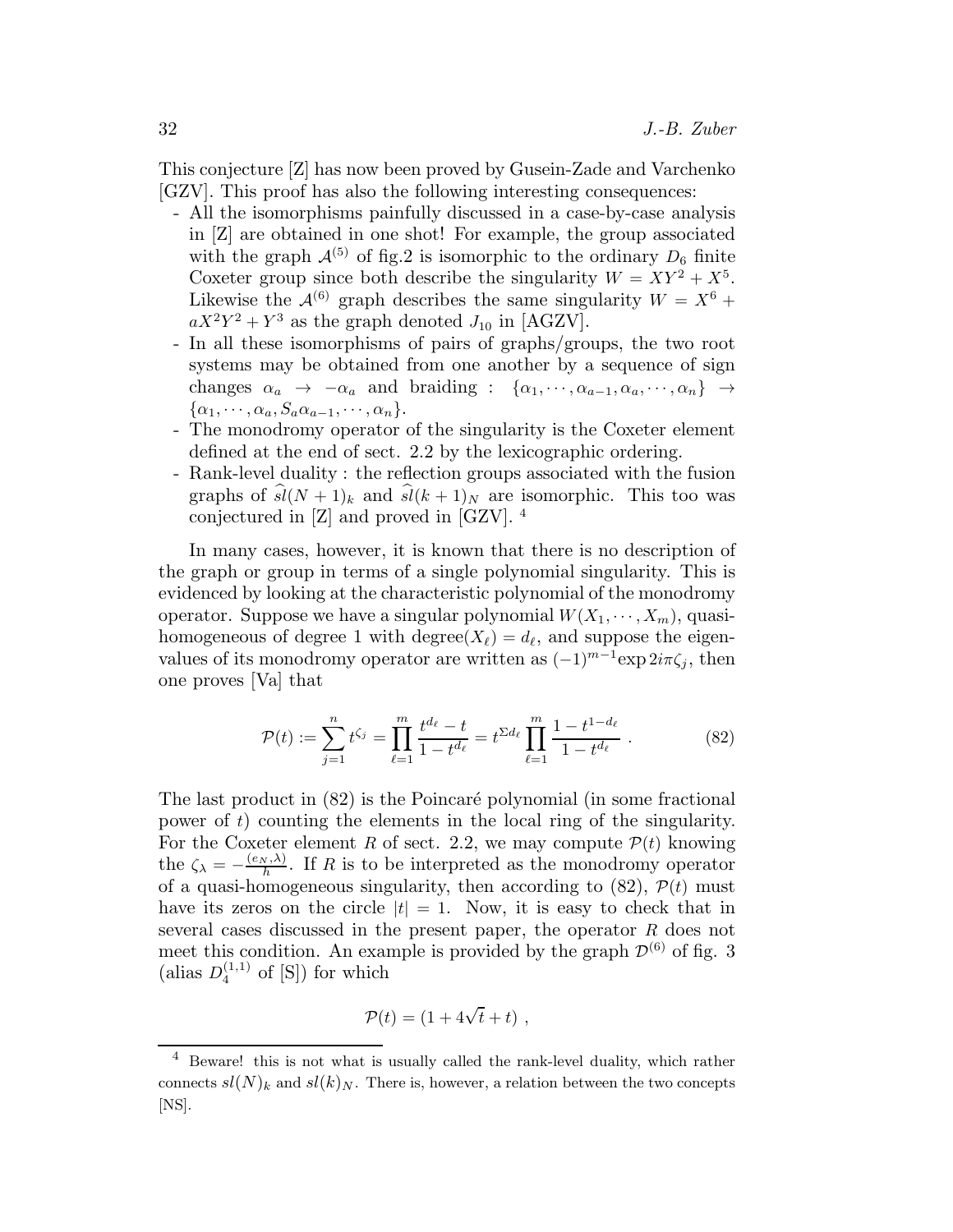This conjecture [Z] has now been proved by Gusein-Zade and Varchenko [GZV]. This proof has also the following interesting consequences:

- All the isomorphisms painfully discussed in a case-by-case analysis in [Z] are obtained in one shot! For example, the group associated with the graph $\mathcal{A}^{(5)}$ of fig.2 is isomorphic to the ordinary $D_6$ finite Coxeter group since both describe the singularity $W = XY^2 + X^5$. Likewise the $\mathcal{A}^{(6)}$ graph describes the same singularity $W = X^6 + aX^2Y^2 + Y^3$ as the graph denoted $J_{10}$ in [AGZV].
- In all these isomorphisms of pairs of graphs/groups, the two root systems may be obtained from one another by a sequence of sign changes $\alpha_a \to -\alpha_a$ and braiding : $\{\alpha_1, \cdots, \alpha_{a-1}, \alpha_a, \cdots, \alpha_n\} \to \{\alpha_1, \cdots, \alpha_a, S_a\alpha_{a-1}, \cdots, \alpha_n\}$.
- The monodromy operator of the singularity is the Coxeter element defined at the end of sect. 2.2 by the lexicographic ordering.
- Rank-level duality : the reflection groups associated with the fusion graphs of $\widehat{sl}(N+1)_k$ and $\widehat{sl}(k+1)_N$ are isomorphic. This too was conjectured in [Z] and proved in [GZV]. [4]

In many cases, however, it is known that there is no description of the graph or group in terms of a single polynomial singularity. This is evidenced by looking at the characteristic polynomial of the monodromy operator. Suppose we have a singular polynomial $W(X_1, \cdots, X_m)$, quasi-homogeneous of degree 1 with degree$(X_\ell) = d_\ell$, and suppose the eigenvalues of its monodromy operator are written as $(-1)^{m-1}\exp 2i\pi\zeta_j$, then one proves [Va] that

$$\mathcal{P}(t) := \sum_{j=1}^{n} t^{\zeta_j} = \prod_{\ell=1}^{m} \frac{t^{d_\ell} - t}{1 - t^{d_\ell}} = t^{\Sigma d_\ell} \prod_{\ell=1}^{m} \frac{1 - t^{1-d_\ell}}{1 - t^{d_\ell}} \ . \tag{82}$$

The last product in (82) is the Poincaré polynomial (in some fractional power of $t$) counting the elements in the local ring of the singularity. For the Coxeter element $R$ of sect. 2.2, we may compute $\mathcal{P}(t)$ knowing the $\zeta_\lambda = -\frac{(e_N, \lambda)}{h}$. If $R$ is to be interpreted as the monodromy operator of a quasi-homogeneous singularity, then according to (82), $\mathcal{P}(t)$ must have its zeros on the circle $|t| = 1$. Now, it is easy to check that in several cases discussed in the present paper, the operator $R$ does not meet this condition. An example is provided by the graph $\mathcal{D}^{(6)}$ of fig. 3 (alias $D_4^{(1,1)}$ of [S]) for which

$$\mathcal{P}(t) = (1 + 4\sqrt{t} + t) \ ,$$

[4] Beware! this is not what is usually called the rank-level duality, which rather connects $sl(N)_k$ and $sl(k)_N$. There is, however, a relation between the two concepts [NS].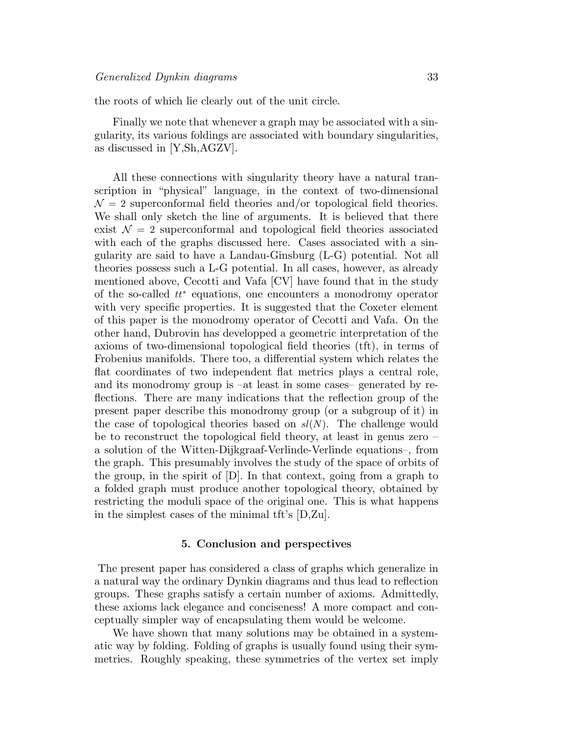the roots of which lie clearly out of the unit circle.

Finally we note that whenever a graph may be associated with a singularity, its various foldings are associated with boundary singularities, as discussed in [Y,Sh,AGZV].

All these connections with singularity theory have a natural transcription in "physical" language, in the context of two-dimensional $\mathcal{N}=2$ superconformal field theories and/or topological field theories. We shall only sketch the line of arguments. It is believed that there exist $\mathcal{N}=2$ superconformal and topological field theories associated with each of the graphs discussed here. Cases associated with a singularity are said to have a Landau-Ginsburg (L-G) potential. Not all theories possess such a L-G potential. In all cases, however, as already mentioned above, Cecotti and Vafa [CV] have found that in the study of the so-called $tt^*$ equations, one encounters a monodromy operator with very specific properties. It is suggested that the Coxeter element of this paper is the monodromy operator of Cecotti and Vafa. On the other hand, Dubrovin has developped a geometric interpretation of the axioms of two-dimensional topological field theories (tft), in terms of Frobenius manifolds. There too, a differential system which relates the flat coordinates of two independent flat metrics plays a central role, and its monodromy group is –at least in some cases– generated by reflections. There are many indications that the reflection group of the present paper describe this monodromy group (or a subgroup of it) in the case of topological theories based on $sl(N)$. The challenge would be to reconstruct the topological field theory, at least in genus zero – a solution of the Witten-Dijkgraaf-Verlinde-Verlinde equations–, from the graph. This presumably involves the study of the space of orbits of the group, in the spirit of [D]. In that context, going from a graph to a folded graph must produce another topological theory, obtained by restricting the moduli space of the original one. This is what happens in the simplest cases of the minimal tft's [D,Zu].

## 5. Conclusion and perspectives

The present paper has considered a class of graphs which generalize in a natural way the ordinary Dynkin diagrams and thus lead to reflection groups. These graphs satisfy a certain number of axioms. Admittedly, these axioms lack elegance and conciseness! A more compact and conceptually simpler way of encapsulating them would be welcome.

We have shown that many solutions may be obtained in a systematic way by folding. Folding of graphs is usually found using their symmetries. Roughly speaking, these symmetries of the vertex set imply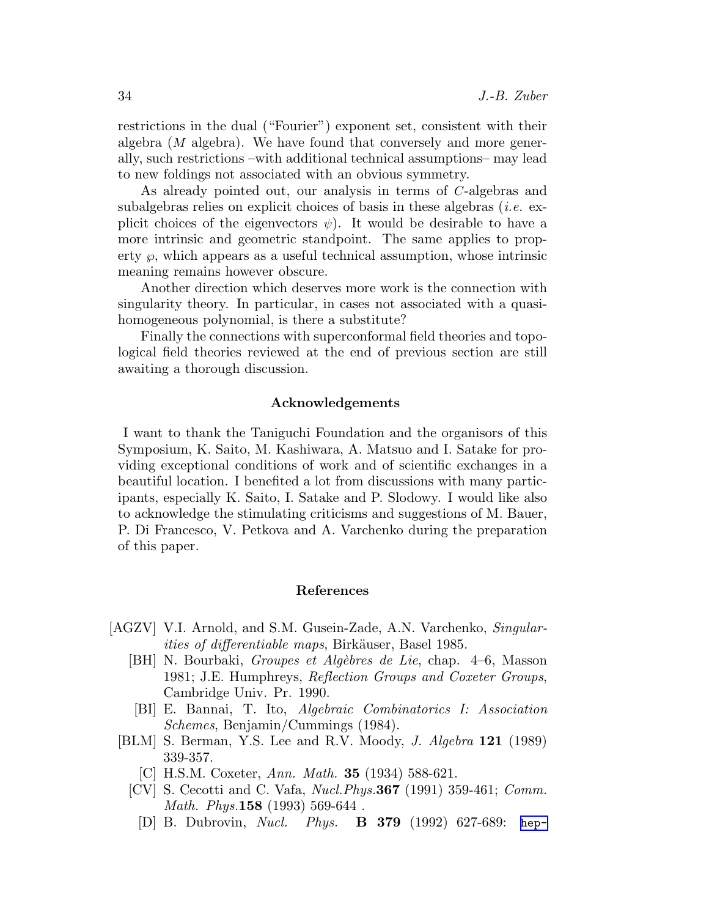restrictions in the dual ("Fourier") exponent set, consistent with their algebra ($M$ algebra). We have found that conversely and more generally, such restrictions –with additional technical assumptions– may lead to new foldings not associated with an obvious symmetry.

As already pointed out, our analysis in terms of $C$-algebras and subalgebras relies on explicit choices of basis in these algebras (*i.e.* explicit choices of the eigenvectors $\psi$). It would be desirable to have a more intrinsic and geometric standpoint. The same applies to property $\wp$, which appears as a useful technical assumption, whose intrinsic meaning remains however obscure.

Another direction which deserves more work is the connection with singularity theory. In particular, in cases not associated with a quasi-homogeneous polynomial, is there a substitute?

Finally the connections with superconformal field theories and topological field theories reviewed at the end of previous section are still awaiting a thorough discussion.

## Acknowledgements

I want to thank the Taniguchi Foundation and the organisors of this Symposium, K. Saito, M. Kashiwara, A. Matsuo and I. Satake for providing exceptional conditions of work and of scientific exchanges in a beautiful location. I benefited a lot from discussions with many participants, especially K. Saito, I. Satake and P. Slodowy. I would like also to acknowledge the stimulating criticisms and suggestions of M. Bauer, P. Di Francesco, V. Petkova and A. Varchenko during the preparation of this paper.

## References

[AGZV] V.I. Arnold, and S.M. Gusein-Zade, A.N. Varchenko, *Singularities of differentiable maps*, Birkäuser, Basel 1985.

[BH] N. Bourbaki, *Groupes et Algèbres de Lie*, chap. 4–6, Masson 1981; J.E. Humphreys, *Reflection Groups and Coxeter Groups*, Cambridge Univ. Pr. 1990.

[BI] E. Bannai, T. Ito, *Algebraic Combinatorics I: Association Schemes*, Benjamin/Cummings (1984).

[BLM] S. Berman, Y.S. Lee and R.V. Moody, *J. Algebra* **121** (1989) 339-357.

[C] H.S.M. Coxeter, *Ann. Math.* **35** (1934) 588-621.

[CV] S. Cecotti and C. Vafa, *Nucl.Phys.* **367** (1991) 359-461; *Comm. Math. Phys.* **158** (1993) 569-644 .

[D] B. Dubrovin, *Nucl. Phys.* **B 379** (1992) 627-689: hep-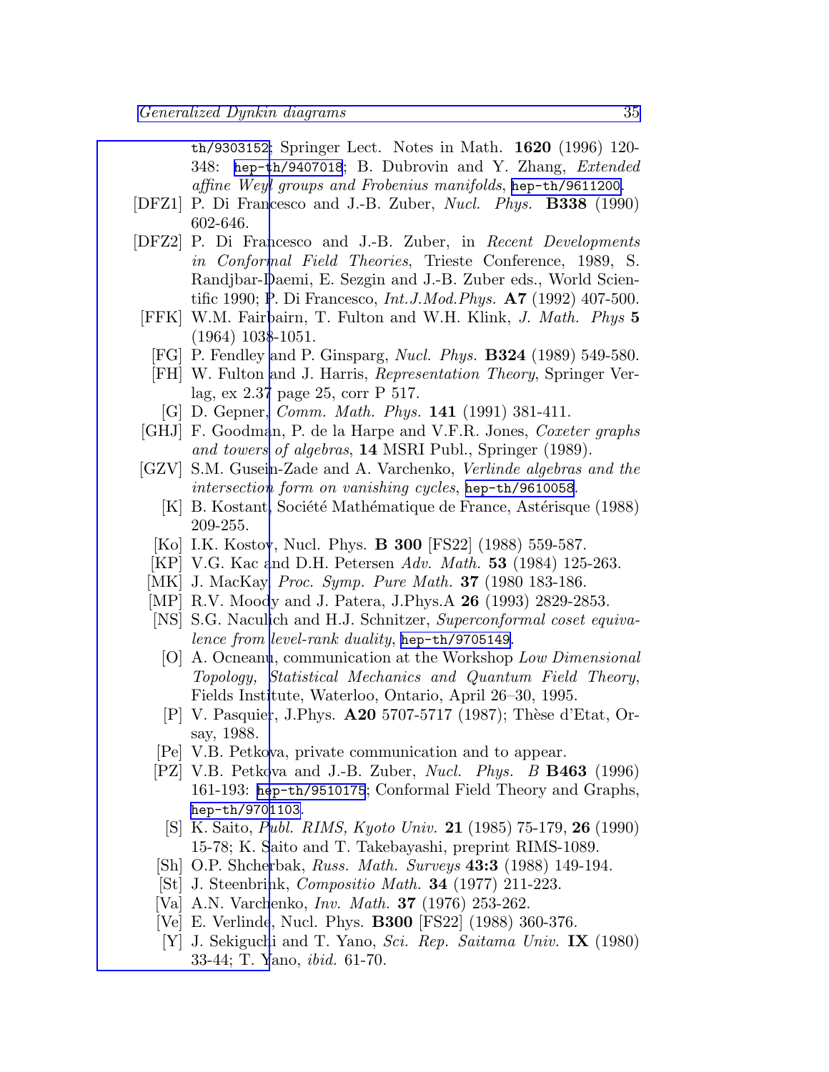th/9303152; Springer Lect. Notes in Math. **1620** (1996) 120-348: hep-th/9407018; B. Dubrovin and Y. Zhang, *Extended affine Weyl groups and Frobenius manifolds*, hep-th/9611200.

[DFZ1] P. Di Francesco and J.-B. Zuber, *Nucl. Phys.* **B338** (1990) 602-646.

[DFZ2] P. Di Francesco and J.-B. Zuber, in *Recent Developments in Conformal Field Theories*, Trieste Conference, 1989, S. Randjbar-Daemi, E. Sezgin and J.-B. Zuber eds., World Scientific 1990; P. Di Francesco, *Int.J.Mod.Phys.* **A7** (1992) 407-500.

[FFK] W.M. Fairbairn, T. Fulton and W.H. Klink, *J. Math. Phys* **5** (1964) 1038-1051.

[FG] P. Fendley and P. Ginsparg, *Nucl. Phys.* **B324** (1989) 549-580.

[FH] W. Fulton and J. Harris, *Representation Theory*, Springer Verlag, ex 2.37 page 25, corr P 517.

[G] D. Gepner, *Comm. Math. Phys.* **141** (1991) 381-411.

[GHJ] F. Goodman, P. de la Harpe and V.F.R. Jones, *Coxeter graphs and towers of algebras*, **14** MSRI Publ., Springer (1989).

[GZV] S.M. Gusein-Zade and A. Varchenko, *Verlinde algebras and the intersection form on vanishing cycles*, hep-th/9610058.

[K] B. Kostant, Société Mathématique de France, Astérisque (1988) 209-255.

[Ko] I.K. Kostov, Nucl. Phys. **B 300** [FS22] (1988) 559-587.

[KP] V.G. Kac and D.H. Petersen *Adv. Math.* **53** (1984) 125-263.

[MK] J. MacKay, *Proc. Symp. Pure Math.* **37** (1980 183-186.

[MP] R.V. Moody and J. Patera, J.Phys.A **26** (1993) 2829-2853.

[NS] S.G. Naculich and H.J. Schnitzer, *Superconformal coset equivalence from level-rank duality*, hep-th/9705149.

[O] A. Ocneanu, communication at the Workshop *Low Dimensional Topology, Statistical Mechanics and Quantum Field Theory*, Fields Institute, Waterloo, Ontario, April 26–30, 1995.

[P] V. Pasquier, J.Phys. **A20** 5707-5717 (1987); Thèse d'Etat, Orsay, 1988.

[Pe] V.B. Petkova, private communication and to appear.

[PZ] V.B. Petkova and J.-B. Zuber, *Nucl. Phys. B* **B463** (1996) 161-193: hep-th/9510175; Conformal Field Theory and Graphs, hep-th/9701103.

[S] K. Saito, *Publ. RIMS, Kyoto Univ.* **21** (1985) 75-179, **26** (1990) 15-78; K. Saito and T. Takebayashi, preprint RIMS-1089.

[Sh] O.P. Shcherbak, *Russ. Math. Surveys* **43:3** (1988) 149-194.

[St] J. Steenbrink, *Compositio Math.* **34** (1977) 211-223.

[Va] A.N. Varchenko, *Inv. Math.* **37** (1976) 253-262.

[Ve] E. Verlinde, Nucl. Phys. **B300** [FS22] (1988) 360-376.

[Y] J. Sekiguchi and T. Yano, *Sci. Rep. Saitama Univ.* **IX** (1980) 33-44; T. Yano, *ibid.* 61-70.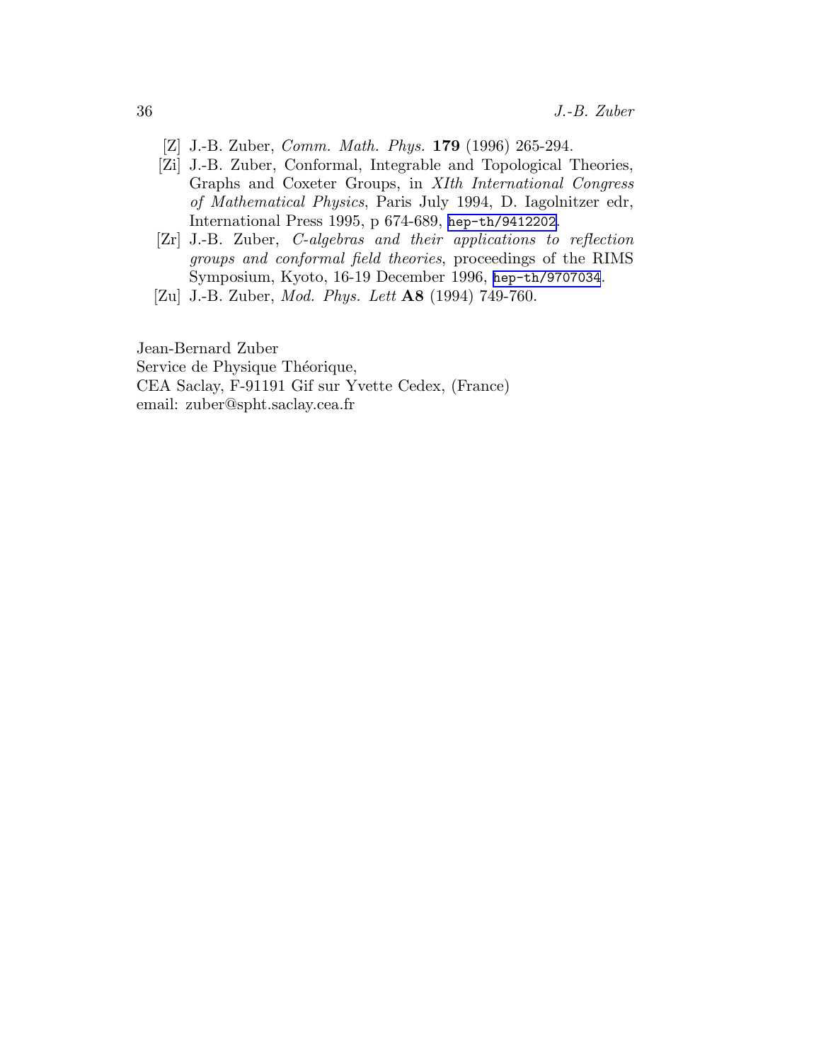[Z] J.-B. Zuber, *Comm. Math. Phys.* **179** (1996) 265-294.

[Zi] J.-B. Zuber, Conformal, Integrable and Topological Theories, Graphs and Coxeter Groups, in *XIth International Congress of Mathematical Physics*, Paris July 1994, D. Iagolnitzer edr, International Press 1995, p 674-689, hep-th/9412202.

[Zr] J.-B. Zuber, *C-algebras and their applications to reflection groups and conformal field theories*, proceedings of the RIMS Symposium, Kyoto, 16-19 December 1996, hep-th/9707034.

[Zu] J.-B. Zuber, *Mod. Phys. Lett* **A8** (1994) 749-760.

Jean-Bernard Zuber
Service de Physique Théorique,
CEA Saclay, F-91191 Gif sur Yvette Cedex, (France)
email: zuber@spht.saclay.cea.fr